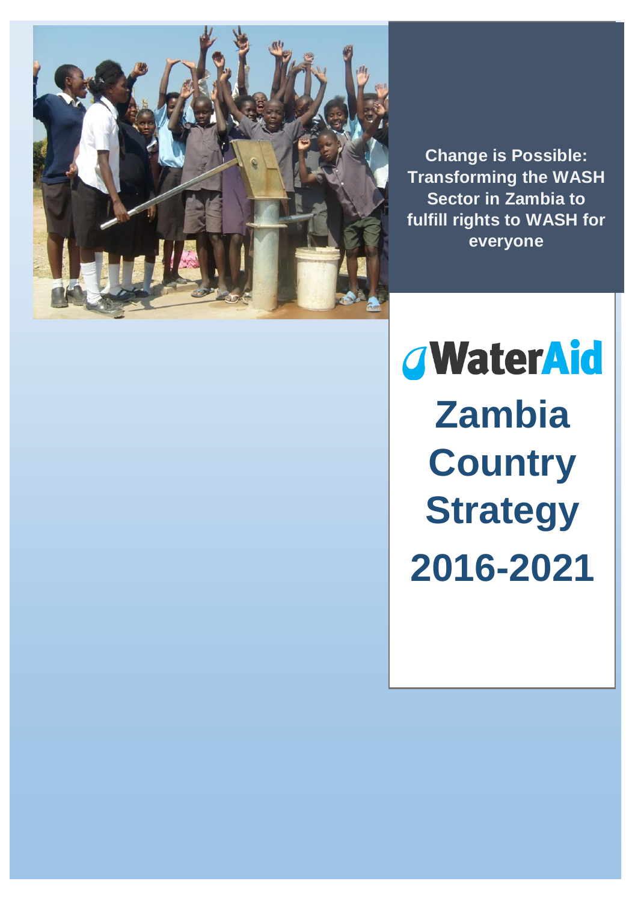**Change is Possible: Transforming the WASH Sector in Zambia to fulfill rights to WASH for everyone**

WaterAid

# Zambia Country Strategy 2016-2021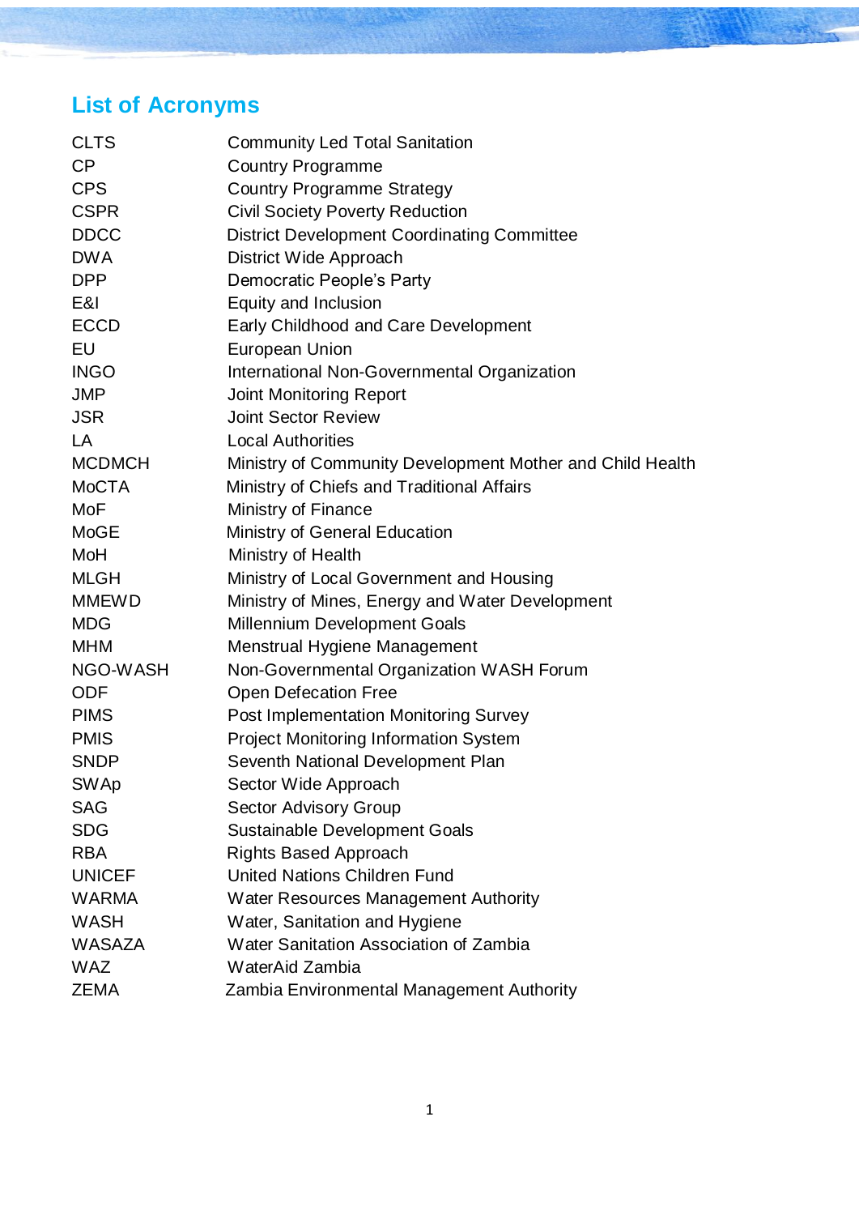## List of Acronyms

| | |
|---|---|
| CLTS | Community Led Total Sanitation |
| CP | Country Programme |
| CPS | Country Programme Strategy |
| CSPR | Civil Society Poverty Reduction |
| DDCC | District Development Coordinating Committee |
| DWA | District Wide Approach |
| DPP | Democratic People's Party |
| E&I | Equity and Inclusion |
| ECCD | Early Childhood and Care Development |
| EU | European Union |
| INGO | International Non-Governmental Organization |
| JMP | Joint Monitoring Report |
| JSR | Joint Sector Review |
| LA | Local Authorities |
| MCDMCH | Ministry of Community Development Mother and Child Health |
| MoCTA | Ministry of Chiefs and Traditional Affairs |
| MoF | Ministry of Finance |
| MoGE | Ministry of General Education |
| MoH | Ministry of Health |
| MLGH | Ministry of Local Government and Housing |
| MMEWD | Ministry of Mines, Energy and Water Development |
| MDG | Millennium Development Goals |
| MHM | Menstrual Hygiene Management |
| NGO-WASH | Non-Governmental Organization WASH Forum |
| ODF | Open Defecation Free |
| PIMS | Post Implementation Monitoring Survey |
| PMIS | Project Monitoring Information System |
| SNDP | Seventh National Development Plan |
| SWAp | Sector Wide Approach |
| SAG | Sector Advisory Group |
| SDG | Sustainable Development Goals |
| RBA | Rights Based Approach |
| UNICEF | United Nations Children Fund |
| WARMA | Water Resources Management Authority |
| WASH | Water, Sanitation and Hygiene |
| WASAZA | Water Sanitation Association of Zambia |
| WAZ | WaterAid Zambia |
| ZEMA | Zambia Environmental Management Authority |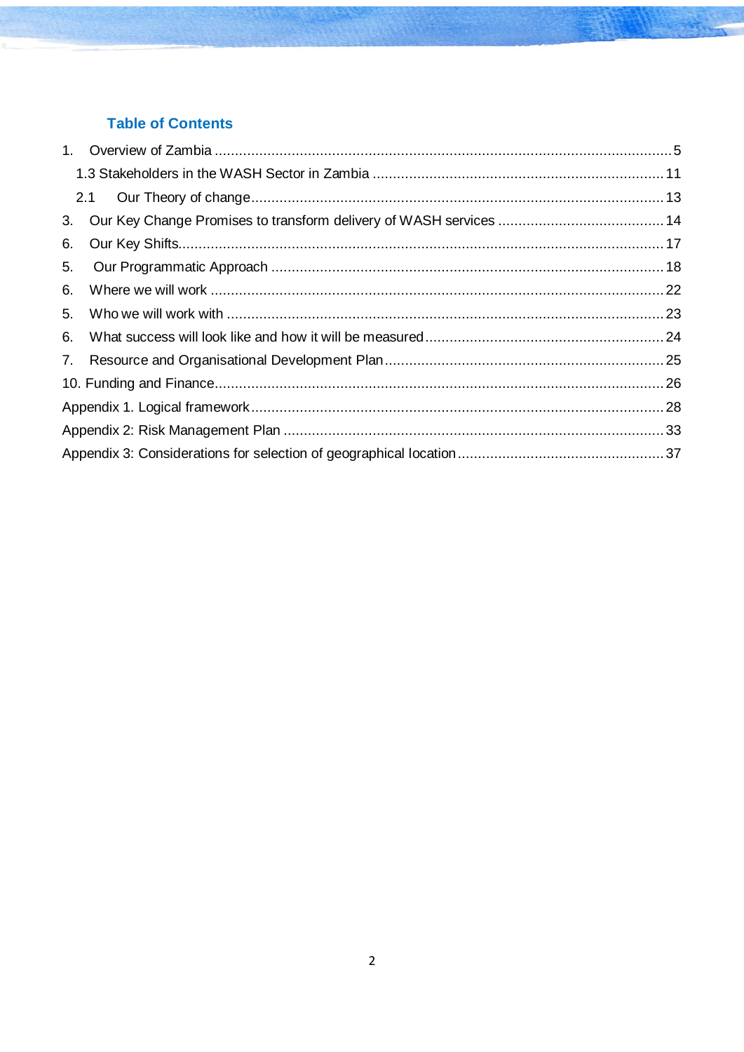## Table of Contents

1. Overview of Zambia ............................................................................................................. 5

   1.3 Stakeholders in the WASH Sector in Zambia ..................................................................... 11

   2.1 Our Theory of change ....................................................................................................... 13

3. Our Key Change Promises to transform delivery of WASH services ......................................... 14

6. Our Key Shifts ....................................................................................................................... 17

5. Our Programmatic Approach ................................................................................................ 18

6. Where we will work ............................................................................................................... 22

5. Who we will work with .......................................................................................................... 23

6. What success will look like and how it will be measured .......................................................... 24

7. Resource and Organisational Development Plan ..................................................................... 25

10. Funding and Finance ............................................................................................................ 26

Appendix 1. Logical framework .................................................................................................. 28

Appendix 2: Risk Management Plan ........................................................................................... 33

Appendix 3: Considerations for selection of geographical location ................................................. 37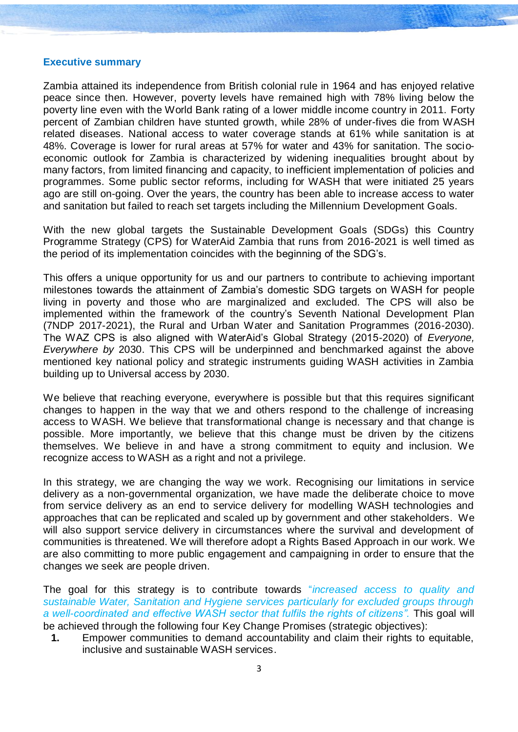## Executive summary

Zambia attained its independence from British colonial rule in 1964 and has enjoyed relative peace since then. However, poverty levels have remained high with 78% living below the poverty line even with the World Bank rating of a lower middle income country in 2011. Forty percent of Zambian children have stunted growth, while 28% of under-fives die from WASH related diseases. National access to water coverage stands at 61% while sanitation is at 48%. Coverage is lower for rural areas at 57% for water and 43% for sanitation. The socio-economic outlook for Zambia is characterized by widening inequalities brought about by many factors, from limited financing and capacity, to inefficient implementation of policies and programmes. Some public sector reforms, including for WASH that were initiated 25 years ago are still on-going. Over the years, the country has been able to increase access to water and sanitation but failed to reach set targets including the Millennium Development Goals.

With the new global targets the Sustainable Development Goals (SDGs) this Country Programme Strategy (CPS) for WaterAid Zambia that runs from 2016-2021 is well timed as the period of its implementation coincides with the beginning of the SDG's.

This offers a unique opportunity for us and our partners to contribute to achieving important milestones towards the attainment of Zambia's domestic SDG targets on WASH for people living in poverty and those who are marginalized and excluded. The CPS will also be implemented within the framework of the country's Seventh National Development Plan (7NDP 2017-2021), the Rural and Urban Water and Sanitation Programmes (2016-2030). The WAZ CPS is also aligned with WaterAid's Global Strategy (2015-2020) of *Everyone, Everywhere by* 2030. This CPS will be underpinned and benchmarked against the above mentioned key national policy and strategic instruments guiding WASH activities in Zambia building up to Universal access by 2030.

We believe that reaching everyone, everywhere is possible but that this requires significant changes to happen in the way that we and others respond to the challenge of increasing access to WASH. We believe that transformational change is necessary and that change is possible. More importantly, we believe that this change must be driven by the citizens themselves. We believe in and have a strong commitment to equity and inclusion. We recognize access to WASH as a right and not a privilege.

In this strategy, we are changing the way we work. Recognising our limitations in service delivery as a non-governmental organization, we have made the deliberate choice to move from service delivery as an end to service delivery for modelling WASH technologies and approaches that can be replicated and scaled up by government and other stakeholders. We will also support service delivery in circumstances where the survival and development of communities is threatened. We will therefore adopt a Rights Based Approach in our work. We are also committing to more public engagement and campaigning in order to ensure that the changes we seek are people driven.

The goal for this strategy is to contribute towards *"increased access to quality and sustainable Water, Sanitation and Hygiene services particularly for excluded groups through a well-coordinated and effective WASH sector that fulfils the rights of citizens".* This goal will be achieved through the following four Key Change Promises (strategic objectives):

1. Empower communities to demand accountability and claim their rights to equitable, inclusive and sustainable WASH services.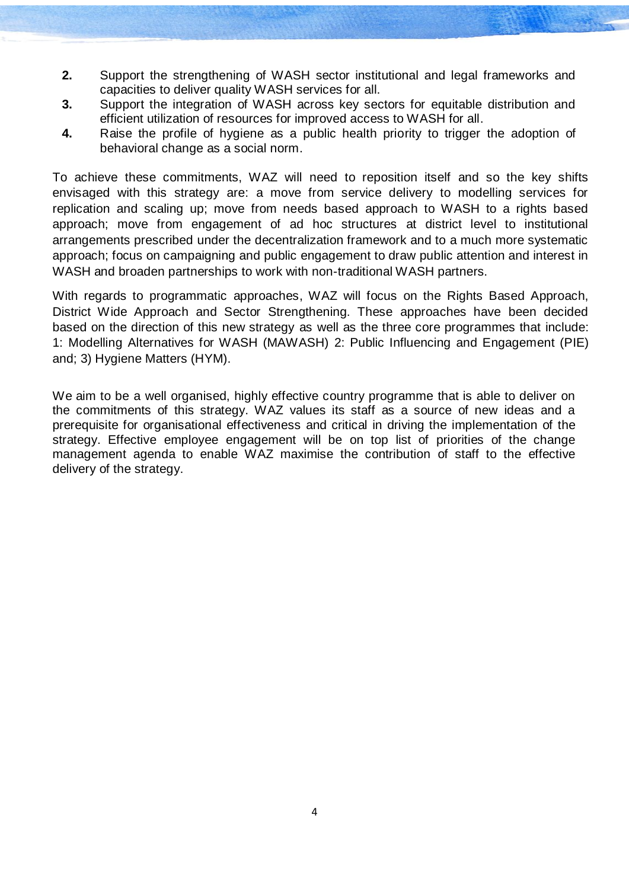2. Support the strengthening of WASH sector institutional and legal frameworks and capacities to deliver quality WASH services for all.
3. Support the integration of WASH across key sectors for equitable distribution and efficient utilization of resources for improved access to WASH for all.
4. Raise the profile of hygiene as a public health priority to trigger the adoption of behavioral change as a social norm.

To achieve these commitments, WAZ will need to reposition itself and so the key shifts envisaged with this strategy are: a move from service delivery to modelling services for replication and scaling up; move from needs based approach to WASH to a rights based approach; move from engagement of ad hoc structures at district level to institutional arrangements prescribed under the decentralization framework and to a much more systematic approach; focus on campaigning and public engagement to draw public attention and interest in WASH and broaden partnerships to work with non-traditional WASH partners.

With regards to programmatic approaches, WAZ will focus on the Rights Based Approach, District Wide Approach and Sector Strengthening. These approaches have been decided based on the direction of this new strategy as well as the three core programmes that include: 1: Modelling Alternatives for WASH (MAWASH) 2: Public Influencing and Engagement (PIE) and; 3) Hygiene Matters (HYM).

We aim to be a well organised, highly effective country programme that is able to deliver on the commitments of this strategy. WAZ values its staff as a source of new ideas and a prerequisite for organisational effectiveness and critical in driving the implementation of the strategy. Effective employee engagement will be on top list of priorities of the change management agenda to enable WAZ maximise the contribution of staff to the effective delivery of the strategy.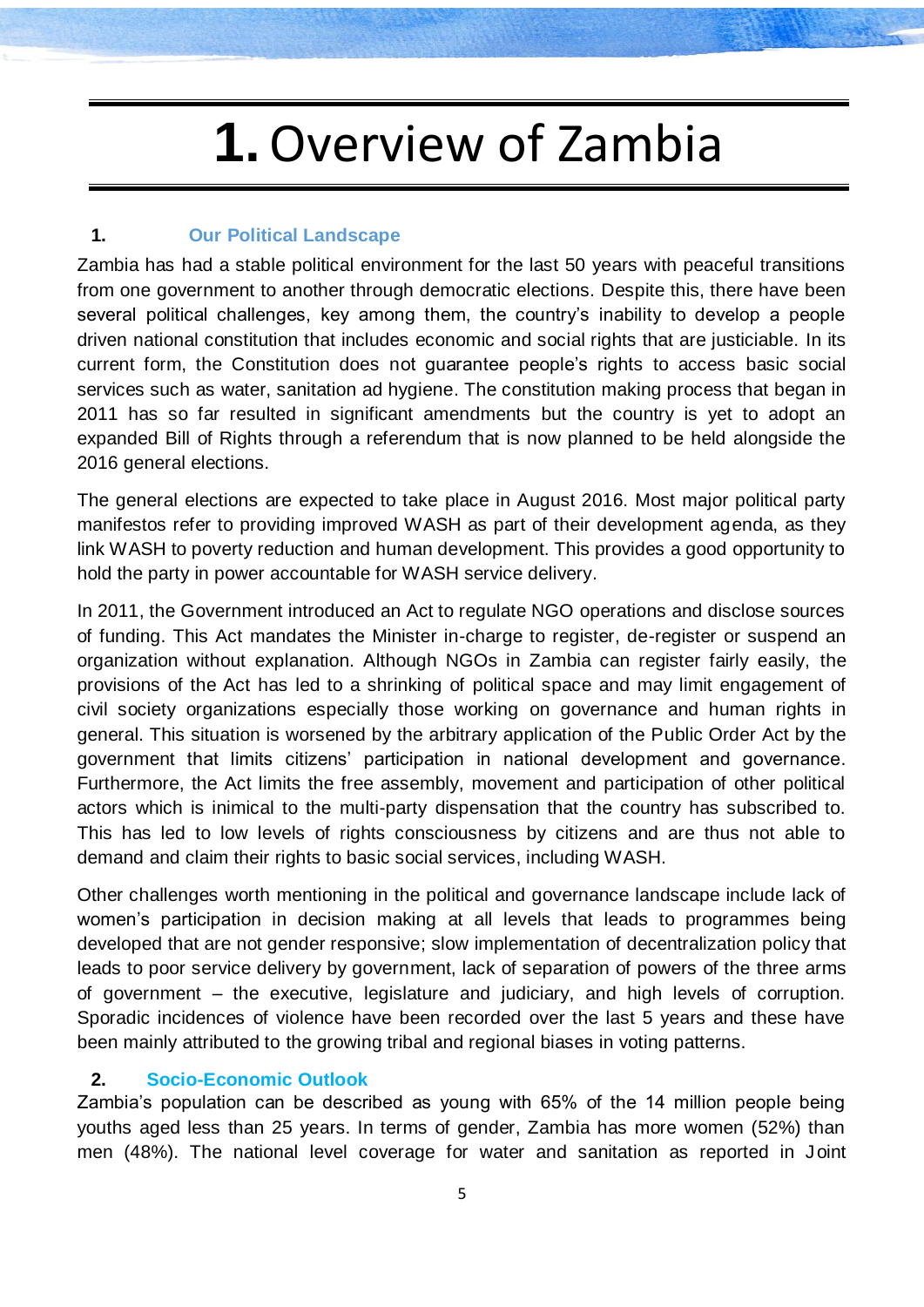# 1. Overview of Zambia

## 1. Our Political Landscape

Zambia has had a stable political environment for the last 50 years with peaceful transitions from one government to another through democratic elections. Despite this, there have been several political challenges, key among them, the country's inability to develop a people driven national constitution that includes economic and social rights that are justiciable. In its current form, the Constitution does not guarantee people's rights to access basic social services such as water, sanitation ad hygiene. The constitution making process that began in 2011 has so far resulted in significant amendments but the country is yet to adopt an expanded Bill of Rights through a referendum that is now planned to be held alongside the 2016 general elections.

The general elections are expected to take place in August 2016. Most major political party manifestos refer to providing improved WASH as part of their development agenda, as they link WASH to poverty reduction and human development. This provides a good opportunity to hold the party in power accountable for WASH service delivery.

In 2011, the Government introduced an Act to regulate NGO operations and disclose sources of funding. This Act mandates the Minister in-charge to register, de-register or suspend an organization without explanation. Although NGOs in Zambia can register fairly easily, the provisions of the Act has led to a shrinking of political space and may limit engagement of civil society organizations especially those working on governance and human rights in general. This situation is worsened by the arbitrary application of the Public Order Act by the government that limits citizens' participation in national development and governance. Furthermore, the Act limits the free assembly, movement and participation of other political actors which is inimical to the multi-party dispensation that the country has subscribed to. This has led to low levels of rights consciousness by citizens and are thus not able to demand and claim their rights to basic social services, including WASH.

Other challenges worth mentioning in the political and governance landscape include lack of women's participation in decision making at all levels that leads to programmes being developed that are not gender responsive; slow implementation of decentralization policy that leads to poor service delivery by government, lack of separation of powers of the three arms of government – the executive, legislature and judiciary, and high levels of corruption. Sporadic incidences of violence have been recorded over the last 5 years and these have been mainly attributed to the growing tribal and regional biases in voting patterns.

## 2. Socio-Economic Outlook

Zambia's population can be described as young with 65% of the 14 million people being youths aged less than 25 years. In terms of gender, Zambia has more women (52%) than men (48%). The national level coverage for water and sanitation as reported in Joint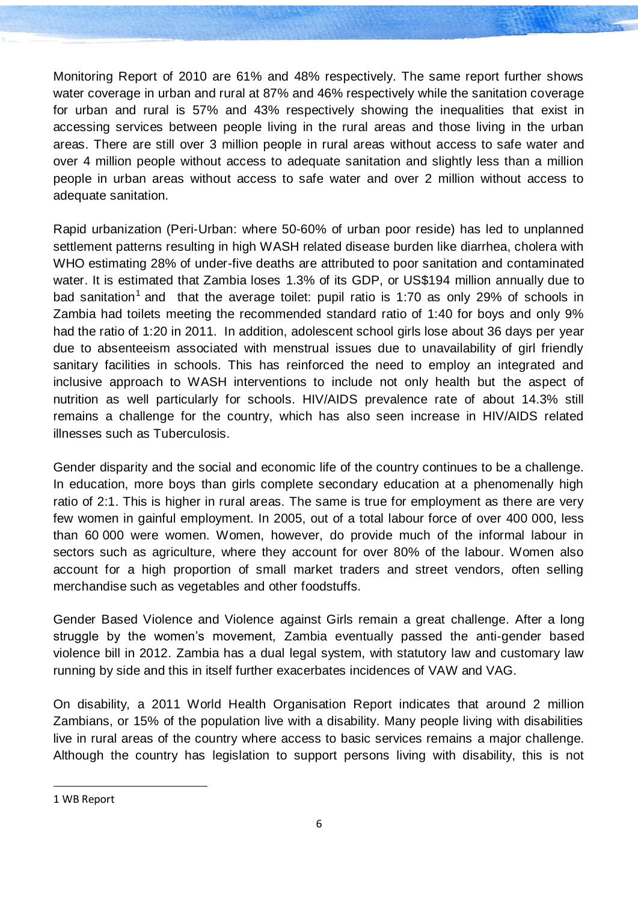Monitoring Report of 2010 are 61% and 48% respectively. The same report further shows water coverage in urban and rural at 87% and 46% respectively while the sanitation coverage for urban and rural is 57% and 43% respectively showing the inequalities that exist in accessing services between people living in the rural areas and those living in the urban areas. There are still over 3 million people in rural areas without access to safe water and over 4 million people without access to adequate sanitation and slightly less than a million people in urban areas without access to safe water and over 2 million without access to adequate sanitation.

Rapid urbanization (Peri-Urban: where 50-60% of urban poor reside) has led to unplanned settlement patterns resulting in high WASH related disease burden like diarrhea, cholera with WHO estimating 28% of under-five deaths are attributed to poor sanitation and contaminated water. It is estimated that Zambia loses 1.3% of its GDP, or US$194 million annually due to bad sanitation[1] and that the average toilet: pupil ratio is 1:70 as only 29% of schools in Zambia had toilets meeting the recommended standard ratio of 1:40 for boys and only 9% had the ratio of 1:20 in 2011. In addition, adolescent school girls lose about 36 days per year due to absenteeism associated with menstrual issues due to unavailability of girl friendly sanitary facilities in schools. This has reinforced the need to employ an integrated and inclusive approach to WASH interventions to include not only health but the aspect of nutrition as well particularly for schools. HIV/AIDS prevalence rate of about 14.3% still remains a challenge for the country, which has also seen increase in HIV/AIDS related illnesses such as Tuberculosis.

Gender disparity and the social and economic life of the country continues to be a challenge. In education, more boys than girls complete secondary education at a phenomenally high ratio of 2:1. This is higher in rural areas. The same is true for employment as there are very few women in gainful employment. In 2005, out of a total labour force of over 400 000, less than 60 000 were women. Women, however, do provide much of the informal labour in sectors such as agriculture, where they account for over 80% of the labour. Women also account for a high proportion of small market traders and street vendors, often selling merchandise such as vegetables and other foodstuffs.

Gender Based Violence and Violence against Girls remain a great challenge. After a long struggle by the women's movement, Zambia eventually passed the anti-gender based violence bill in 2012. Zambia has a dual legal system, with statutory law and customary law running by side and this in itself further exacerbates incidences of VAW and VAG.

On disability, a 2011 World Health Organisation Report indicates that around 2 million Zambians, or 15% of the population live with a disability. Many people living with disabilities live in rural areas of the country where access to basic services remains a major challenge. Although the country has legislation to support persons living with disability, this is not

---

1 WB Report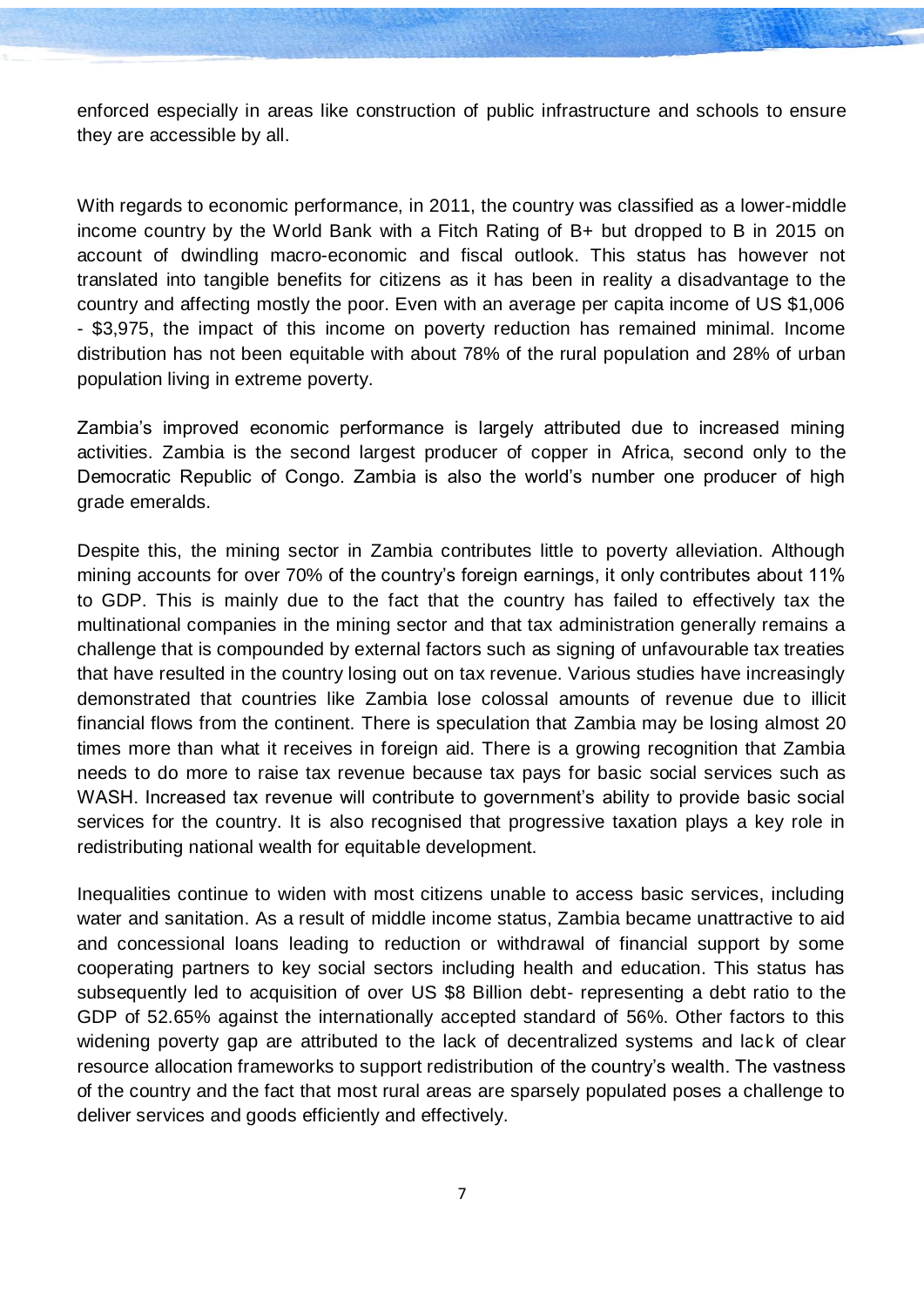enforced especially in areas like construction of public infrastructure and schools to ensure they are accessible by all.

With regards to economic performance, in 2011, the country was classified as a lower-middle income country by the World Bank with a Fitch Rating of B+ but dropped to B in 2015 on account of dwindling macro-economic and fiscal outlook. This status has however not translated into tangible benefits for citizens as it has been in reality a disadvantage to the country and affecting mostly the poor. Even with an average per capita income of US $1,006 - $3,975, the impact of this income on poverty reduction has remained minimal. Income distribution has not been equitable with about 78% of the rural population and 28% of urban population living in extreme poverty.

Zambia's improved economic performance is largely attributed due to increased mining activities. Zambia is the second largest producer of copper in Africa, second only to the Democratic Republic of Congo. Zambia is also the world's number one producer of high grade emeralds.

Despite this, the mining sector in Zambia contributes little to poverty alleviation. Although mining accounts for over 70% of the country's foreign earnings, it only contributes about 11% to GDP. This is mainly due to the fact that the country has failed to effectively tax the multinational companies in the mining sector and that tax administration generally remains a challenge that is compounded by external factors such as signing of unfavourable tax treaties that have resulted in the country losing out on tax revenue. Various studies have increasingly demonstrated that countries like Zambia lose colossal amounts of revenue due to illicit financial flows from the continent. There is speculation that Zambia may be losing almost 20 times more than what it receives in foreign aid. There is a growing recognition that Zambia needs to do more to raise tax revenue because tax pays for basic social services such as WASH. Increased tax revenue will contribute to government's ability to provide basic social services for the country. It is also recognised that progressive taxation plays a key role in redistributing national wealth for equitable development.

Inequalities continue to widen with most citizens unable to access basic services, including water and sanitation. As a result of middle income status, Zambia became unattractive to aid and concessional loans leading to reduction or withdrawal of financial support by some cooperating partners to key social sectors including health and education. This status has subsequently led to acquisition of over US $8 Billion debt- representing a debt ratio to the GDP of 52.65% against the internationally accepted standard of 56%. Other factors to this widening poverty gap are attributed to the lack of decentralized systems and lack of clear resource allocation frameworks to support redistribution of the country's wealth. The vastness of the country and the fact that most rural areas are sparsely populated poses a challenge to deliver services and goods efficiently and effectively.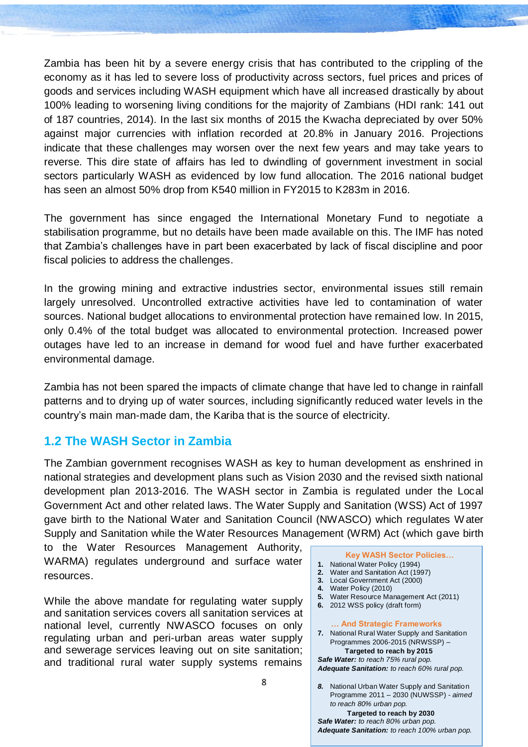Zambia has been hit by a severe energy crisis that has contributed to the crippling of the economy as it has led to severe loss of productivity across sectors, fuel prices and prices of goods and services including WASH equipment which have all increased drastically by about 100% leading to worsening living conditions for the majority of Zambians (HDI rank: 141 out of 187 countries, 2014). In the last six months of 2015 the Kwacha depreciated by over 50% against major currencies with inflation recorded at 20.8% in January 2016. Projections indicate that these challenges may worsen over the next few years and may take years to reverse. This dire state of affairs has led to dwindling of government investment in social sectors particularly WASH as evidenced by low fund allocation. The 2016 national budget has seen an almost 50% drop from K540 million in FY2015 to K283m in 2016.

The government has since engaged the International Monetary Fund to negotiate a stabilisation programme, but no details have been made available on this. The IMF has noted that Zambia's challenges have in part been exacerbated by lack of fiscal discipline and poor fiscal policies to address the challenges.

In the growing mining and extractive industries sector, environmental issues still remain largely unresolved. Uncontrolled extractive activities have led to contamination of water sources. National budget allocations to environmental protection have remained low. In 2015, only 0.4% of the total budget was allocated to environmental protection. Increased power outages have led to an increase in demand for wood fuel and have further exacerbated environmental damage.

Zambia has not been spared the impacts of climate change that have led to change in rainfall patterns and to drying up of water sources, including significantly reduced water levels in the country's main man-made dam, the Kariba that is the source of electricity.

## 1.2 The WASH Sector in Zambia

The Zambian government recognises WASH as key to human development as enshrined in national strategies and development plans such as Vision 2030 and the revised sixth national development plan 2013-2016. The WASH sector in Zambia is regulated under the Local Government Act and other related laws. The Water Supply and Sanitation (WSS) Act of 1997 gave birth to the National Water and Sanitation Council (NWASCO) which regulates Water Supply and Sanitation while the Water Resources Management (WRM) Act (which gave birth to the Water Resources Management Authority, WARMA) regulates underground and surface water resources.

While the above mandate for regulating water supply and sanitation services covers all sanitation services at national level, currently NWASCO focuses on only regulating urban and peri-urban areas water supply and sewerage services leaving out on site sanitation; and traditional rural water supply systems remains

**Key WASH Sector Policies…**

1. National Water Policy (1994)
2. Water and Sanitation Act (1997)
3. Local Government Act (2000)
4. Water Policy (2010)
5. Water Resource Management Act (2011)
6. 2012 WSS policy (draft form)

**… And Strategic Frameworks**

7. National Rural Water Supply and Sanitation Programmes 2006-2015 (NRWSSP) –

   **Targeted to reach by 2015**

   ***Safe Water:*** *to reach 75% rural pop.*

   ***Adequate Sanitation:*** *to reach 60% rural pop.*

8. National Urban Water Supply and Sanitation Programme 2011 – 2030 (NUWSSP) - *aimed to reach 80% urban pop.*

   **Targeted to reach by 2030**

   ***Safe Water:*** *to reach 80% urban pop.*

   ***Adequate Sanitation:*** *to reach 100% urban pop.*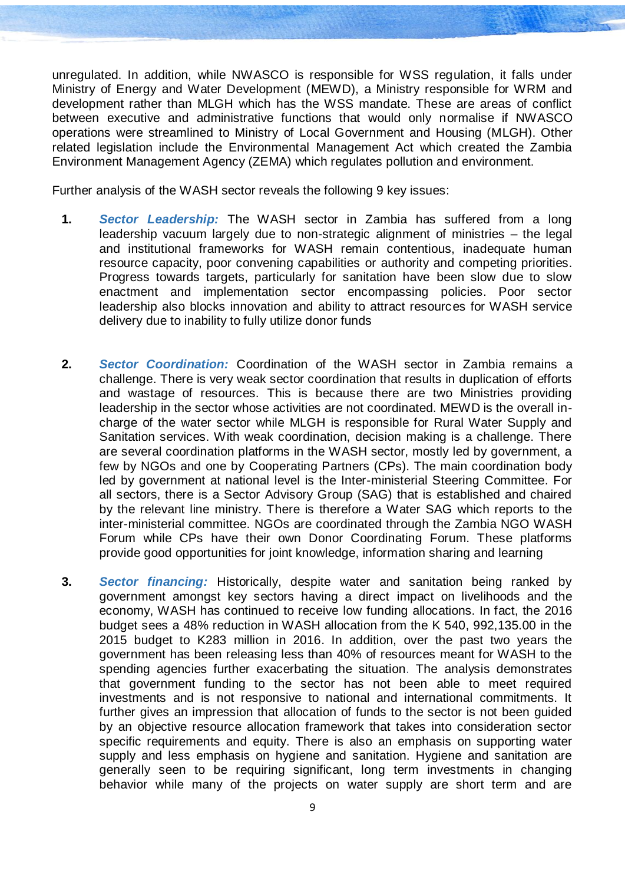unregulated. In addition, while NWASCO is responsible for WSS regulation, it falls under Ministry of Energy and Water Development (MEWD), a Ministry responsible for WRM and development rather than MLGH which has the WSS mandate. These are areas of conflict between executive and administrative functions that would only normalise if NWASCO operations were streamlined to Ministry of Local Government and Housing (MLGH). Other related legislation include the Environmental Management Act which created the Zambia Environment Management Agency (ZEMA) which regulates pollution and environment.

Further analysis of the WASH sector reveals the following 9 key issues:

1. ***Sector Leadership:*** The WASH sector in Zambia has suffered from a long leadership vacuum largely due to non-strategic alignment of ministries – the legal and institutional frameworks for WASH remain contentious, inadequate human resource capacity, poor convening capabilities or authority and competing priorities. Progress towards targets, particularly for sanitation have been slow due to slow enactment and implementation sector encompassing policies. Poor sector leadership also blocks innovation and ability to attract resources for WASH service delivery due to inability to fully utilize donor funds

2. ***Sector Coordination:*** Coordination of the WASH sector in Zambia remains a challenge. There is very weak sector coordination that results in duplication of efforts and wastage of resources. This is because there are two Ministries providing leadership in the sector whose activities are not coordinated. MEWD is the overall in-charge of the water sector while MLGH is responsible for Rural Water Supply and Sanitation services. With weak coordination, decision making is a challenge. There are several coordination platforms in the WASH sector, mostly led by government, a few by NGOs and one by Cooperating Partners (CPs). The main coordination body led by government at national level is the Inter-ministerial Steering Committee. For all sectors, there is a Sector Advisory Group (SAG) that is established and chaired by the relevant line ministry. There is therefore a Water SAG which reports to the inter-ministerial committee. NGOs are coordinated through the Zambia NGO WASH Forum while CPs have their own Donor Coordinating Forum. These platforms provide good opportunities for joint knowledge, information sharing and learning

3. ***Sector financing:*** Historically, despite water and sanitation being ranked by government amongst key sectors having a direct impact on livelihoods and the economy, WASH has continued to receive low funding allocations. In fact, the 2016 budget sees a 48% reduction in WASH allocation from the K 540, 992,135.00 in the 2015 budget to K283 million in 2016. In addition, over the past two years the government has been releasing less than 40% of resources meant for WASH to the spending agencies further exacerbating the situation. The analysis demonstrates that government funding to the sector has not been able to meet required investments and is not responsive to national and international commitments. It further gives an impression that allocation of funds to the sector is not been guided by an objective resource allocation framework that takes into consideration sector specific requirements and equity. There is also an emphasis on supporting water supply and less emphasis on hygiene and sanitation. Hygiene and sanitation are generally seen to be requiring significant, long term investments in changing behavior while many of the projects on water supply are short term and are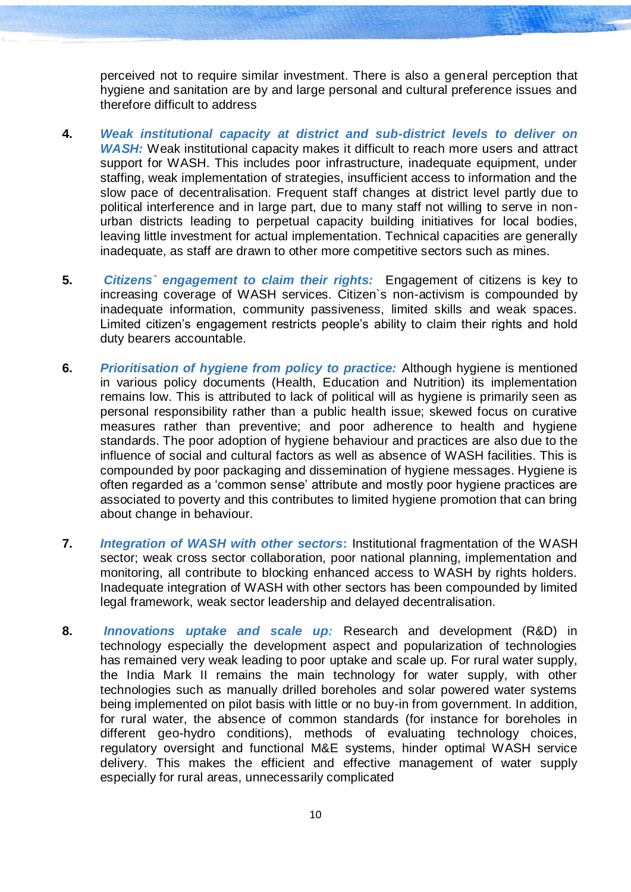perceived not to require similar investment. There is also a general perception that hygiene and sanitation are by and large personal and cultural preference issues and therefore difficult to address

4. ***Weak institutional capacity at district and sub-district levels to deliver on WASH:*** Weak institutional capacity makes it difficult to reach more users and attract support for WASH. This includes poor infrastructure, inadequate equipment, under staffing, weak implementation of strategies, insufficient access to information and the slow pace of decentralisation. Frequent staff changes at district level partly due to political interference and in large part, due to many staff not willing to serve in non-urban districts leading to perpetual capacity building initiatives for local bodies, leaving little investment for actual implementation. Technical capacities are generally inadequate, as staff are drawn to other more competitive sectors such as mines.

5. ***Citizens` engagement to claim their rights:*** Engagement of citizens is key to increasing coverage of WASH services. Citizen`s non-activism is compounded by inadequate information, community passiveness, limited skills and weak spaces. Limited citizen's engagement restricts people's ability to claim their rights and hold duty bearers accountable.

6. ***Prioritisation of hygiene from policy to practice:*** Although hygiene is mentioned in various policy documents (Health, Education and Nutrition) its implementation remains low. This is attributed to lack of political will as hygiene is primarily seen as personal responsibility rather than a public health issue; skewed focus on curative measures rather than preventive; and poor adherence to health and hygiene standards. The poor adoption of hygiene behaviour and practices are also due to the influence of social and cultural factors as well as absence of WASH facilities. This is compounded by poor packaging and dissemination of hygiene messages. Hygiene is often regarded as a 'common sense' attribute and mostly poor hygiene practices are associated to poverty and this contributes to limited hygiene promotion that can bring about change in behaviour.

7. ***Integration of WASH with other sectors*:** Institutional fragmentation of the WASH sector; weak cross sector collaboration, poor national planning, implementation and monitoring, all contribute to blocking enhanced access to WASH by rights holders. Inadequate integration of WASH with other sectors has been compounded by limited legal framework, weak sector leadership and delayed decentralisation.

8. ***Innovations uptake and scale up:*** Research and development (R&D) in technology especially the development aspect and popularization of technologies has remained very weak leading to poor uptake and scale up. For rural water supply, the India Mark II remains the main technology for water supply, with other technologies such as manually drilled boreholes and solar powered water systems being implemented on pilot basis with little or no buy-in from government. In addition, for rural water, the absence of common standards (for instance for boreholes in different geo-hydro conditions), methods of evaluating technology choices, regulatory oversight and functional M&E systems, hinder optimal WASH service delivery. This makes the efficient and effective management of water supply especially for rural areas, unnecessarily complicated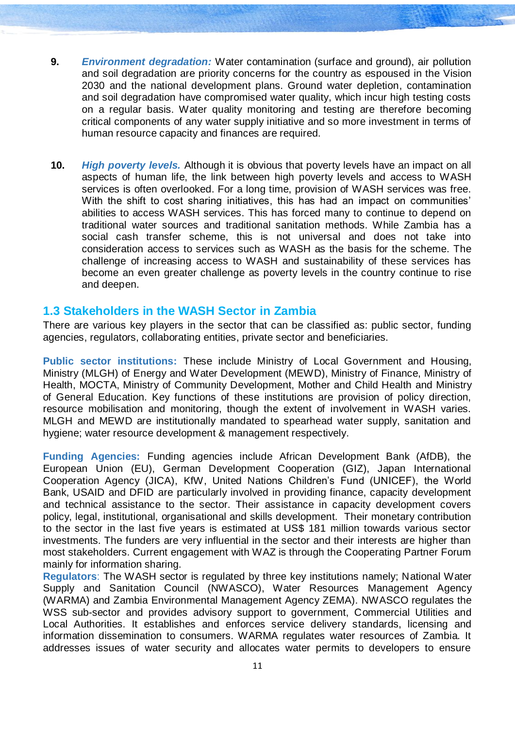9. ***Environment degradation:*** Water contamination (surface and ground), air pollution and soil degradation are priority concerns for the country as espoused in the Vision 2030 and the national development plans. Ground water depletion, contamination and soil degradation have compromised water quality, which incur high testing costs on a regular basis. Water quality monitoring and testing are therefore becoming critical components of any water supply initiative and so more investment in terms of human resource capacity and finances are required.

10. ***High poverty levels.*** Although it is obvious that poverty levels have an impact on all aspects of human life, the link between high poverty levels and access to WASH services is often overlooked. For a long time, provision of WASH services was free. With the shift to cost sharing initiatives, this has had an impact on communities' abilities to access WASH services. This has forced many to continue to depend on traditional water sources and traditional sanitation methods. While Zambia has a social cash transfer scheme, this is not universal and does not take into consideration access to services such as WASH as the basis for the scheme. The challenge of increasing access to WASH and sustainability of these services has become an even greater challenge as poverty levels in the country continue to rise and deepen.

## 1.3 Stakeholders in the WASH Sector in Zambia

There are various key players in the sector that can be classified as: public sector, funding agencies, regulators, collaborating entities, private sector and beneficiaries.

**Public sector institutions:** These include Ministry of Local Government and Housing, Ministry (MLGH) of Energy and Water Development (MEWD), Ministry of Finance, Ministry of Health, MOCTA, Ministry of Community Development, Mother and Child Health and Ministry of General Education. Key functions of these institutions are provision of policy direction, resource mobilisation and monitoring, though the extent of involvement in WASH varies. MLGH and MEWD are institutionally mandated to spearhead water supply, sanitation and hygiene; water resource development & management respectively.

**Funding Agencies:** Funding agencies include African Development Bank (AfDB), the European Union (EU), German Development Cooperation (GIZ), Japan International Cooperation Agency (JICA), KfW, United Nations Children's Fund (UNICEF), the World Bank, USAID and DFID are particularly involved in providing finance, capacity development and technical assistance to the sector. Their assistance in capacity development covers policy, legal, institutional, organisational and skills development. Their monetary contribution to the sector in the last five years is estimated at US$ 181 million towards various sector investments. The funders are very influential in the sector and their interests are higher than most stakeholders. Current engagement with WAZ is through the Cooperating Partner Forum mainly for information sharing.

**Regulators**: The WASH sector is regulated by three key institutions namely; National Water Supply and Sanitation Council (NWASCO), Water Resources Management Agency (WARMA) and Zambia Environmental Management Agency ZEMA). NWASCO regulates the WSS sub-sector and provides advisory support to government, Commercial Utilities and Local Authorities. It establishes and enforces service delivery standards, licensing and information dissemination to consumers. WARMA regulates water resources of Zambia. It addresses issues of water security and allocates water permits to developers to ensure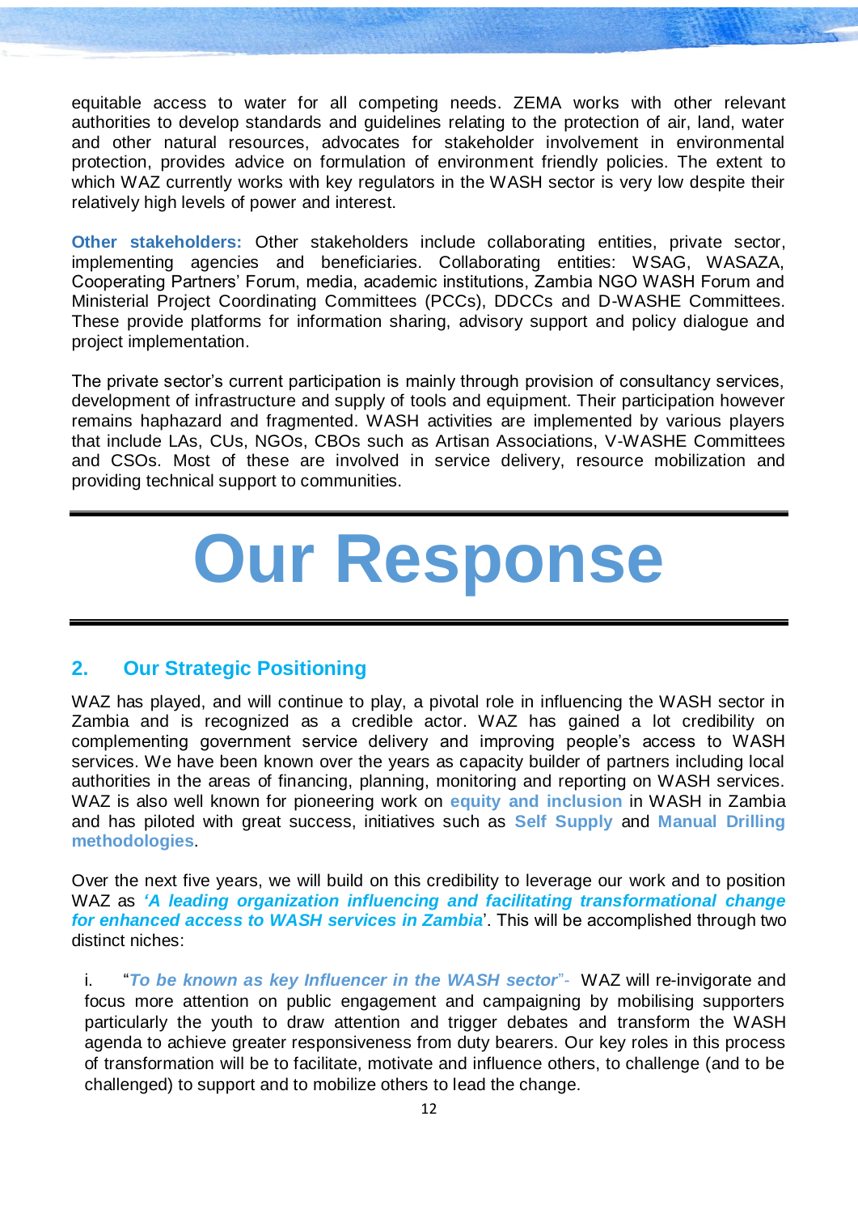equitable access to water for all competing needs. ZEMA works with other relevant authorities to develop standards and guidelines relating to the protection of air, land, water and other natural resources, advocates for stakeholder involvement in environmental protection, provides advice on formulation of environment friendly policies. The extent to which WAZ currently works with key regulators in the WASH sector is very low despite their relatively high levels of power and interest.

**Other stakeholders:** Other stakeholders include collaborating entities, private sector, implementing agencies and beneficiaries. Collaborating entities: WSAG, WASAZA, Cooperating Partners' Forum, media, academic institutions, Zambia NGO WASH Forum and Ministerial Project Coordinating Committees (PCCs), DDCCs and D-WASHE Committees. These provide platforms for information sharing, advisory support and policy dialogue and project implementation.

The private sector's current participation is mainly through provision of consultancy services, development of infrastructure and supply of tools and equipment. Their participation however remains haphazard and fragmented. WASH activities are implemented by various players that include LAs, CUs, NGOs, CBOs such as Artisan Associations, V-WASHE Committees and CSOs. Most of these are involved in service delivery, resource mobilization and providing technical support to communities.

# Our Response

## 2. Our Strategic Positioning

WAZ has played, and will continue to play, a pivotal role in influencing the WASH sector in Zambia and is recognized as a credible actor. WAZ has gained a lot credibility on complementing government service delivery and improving people's access to WASH services. We have been known over the years as capacity builder of partners including local authorities in the areas of financing, planning, monitoring and reporting on WASH services. WAZ is also well known for pioneering work on **equity and inclusion** in WASH in Zambia and has piloted with great success, initiatives such as **Self Supply** and **Manual Drilling methodologies**.

Over the next five years, we will build on this credibility to leverage our work and to position WAZ as ***'A leading organization influencing and facilitating transformational change for enhanced access to WASH services in Zambia***'. This will be accomplished through two distinct niches:

i. "***To be known as key Influencer in the WASH sector***"- WAZ will re-invigorate and focus more attention on public engagement and campaigning by mobilising supporters particularly the youth to draw attention and trigger debates and transform the WASH agenda to achieve greater responsiveness from duty bearers. Our key roles in this process of transformation will be to facilitate, motivate and influence others, to challenge (and to be challenged) to support and to mobilize others to lead the change.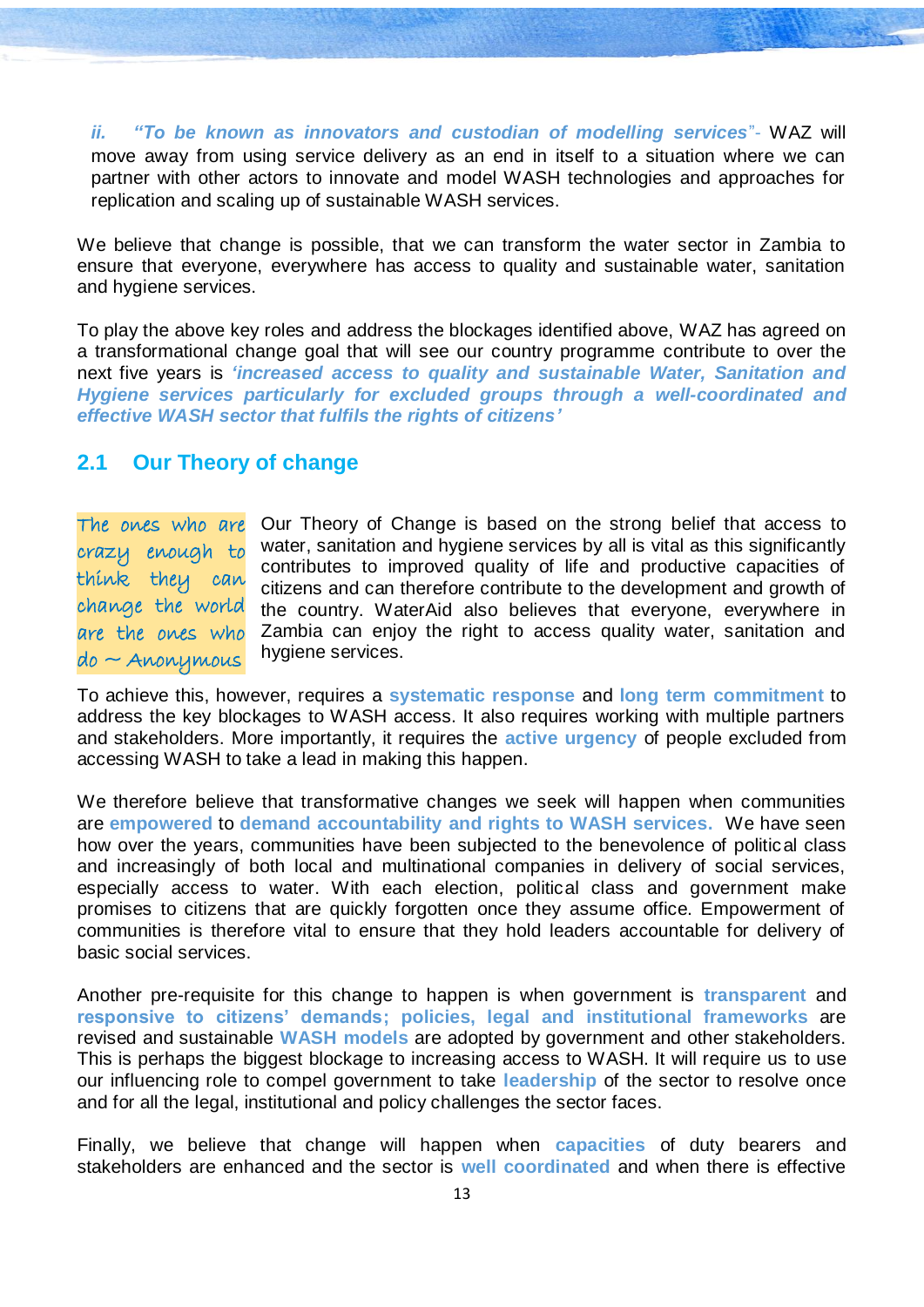ii. ***"To be known as innovators and custodian of modelling services"-*** WAZ will move away from using service delivery as an end in itself to a situation where we can partner with other actors to innovate and model WASH technologies and approaches for replication and scaling up of sustainable WASH services.

We believe that change is possible, that we can transform the water sector in Zambia to ensure that everyone, everywhere has access to quality and sustainable water, sanitation and hygiene services.

To play the above key roles and address the blockages identified above, WAZ has agreed on a transformational change goal that will see our country programme contribute to over the next five years is ***'increased access to quality and sustainable Water, Sanitation and Hygiene services particularly for excluded groups through a well-coordinated and effective WASH sector that fulfils the rights of citizens'***

## 2.1 Our Theory of change

*The ones who are crazy enough to think they can change the world are the ones who do ~ Anonymous*

Our Theory of Change is based on the strong belief that access to water, sanitation and hygiene services by all is vital as this significantly contributes to improved quality of life and productive capacities of citizens and can therefore contribute to the development and growth of the country. WaterAid also believes that everyone, everywhere in Zambia can enjoy the right to access quality water, sanitation and hygiene services.

To achieve this, however, requires a **systematic response** and **long term commitment** to address the key blockages to WASH access. It also requires working with multiple partners and stakeholders. More importantly, it requires the **active urgency** of people excluded from accessing WASH to take a lead in making this happen.

We therefore believe that transformative changes we seek will happen when communities are **empowered** to **demand accountability and rights to WASH services.** We have seen how over the years, communities have been subjected to the benevolence of political class and increasingly of both local and multinational companies in delivery of social services, especially access to water. With each election, political class and government make promises to citizens that are quickly forgotten once they assume office. Empowerment of communities is therefore vital to ensure that they hold leaders accountable for delivery of basic social services.

Another pre-requisite for this change to happen is when government is **transparent** and **responsive to citizens' demands; policies, legal and institutional frameworks** are revised and sustainable **WASH models** are adopted by government and other stakeholders. This is perhaps the biggest blockage to increasing access to WASH. It will require us to use our influencing role to compel government to take **leadership** of the sector to resolve once and for all the legal, institutional and policy challenges the sector faces.

Finally, we believe that change will happen when **capacities** of duty bearers and stakeholders are enhanced and the sector is **well coordinated** and when there is effective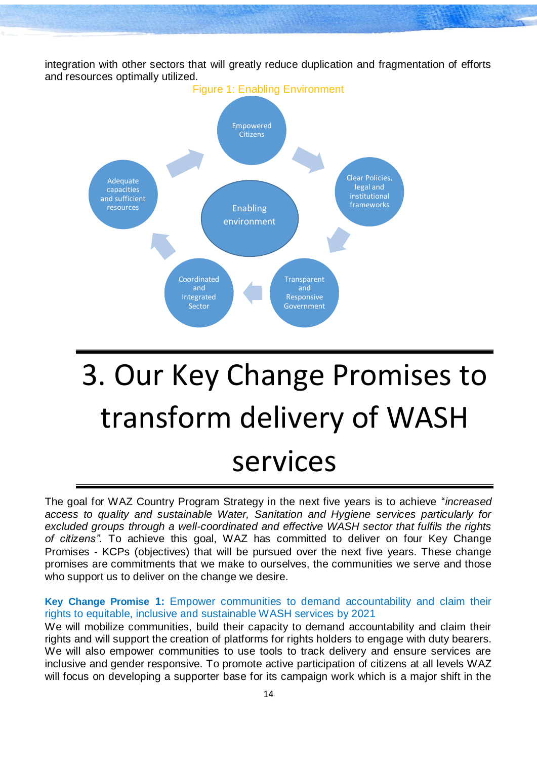integration with other sectors that will greatly reduce duplication and fragmentation of efforts and resources optimally utilized.

Figure 1: Enabling Environment

Empowered Citizens

Clear Policies, legal and institutional frameworks

Transparent and Responsive Government

Coordinated and Integrated Sector

Adequate capacities and sufficient resources

Enabling environment

# 3. Our Key Change Promises to transform delivery of WASH services

The goal for WAZ Country Program Strategy in the next five years is to achieve "*increased access to quality and sustainable Water, Sanitation and Hygiene services particularly for excluded groups through a well-coordinated and effective WASH sector that fulfils the rights of citizens".* To achieve this goal, WAZ has committed to deliver on four Key Change Promises - KCPs (objectives) that will be pursued over the next five years. These change promises are commitments that we make to ourselves, the communities we serve and those who support us to deliver on the change we desire.

**Key Change Promise 1:** Empower communities to demand accountability and claim their rights to equitable, inclusive and sustainable WASH services by 2021

We will mobilize communities, build their capacity to demand accountability and claim their rights and will support the creation of platforms for rights holders to engage with duty bearers. We will also empower communities to use tools to track delivery and ensure services are inclusive and gender responsive. To promote active participation of citizens at all levels WAZ will focus on developing a supporter base for its campaign work which is a major shift in the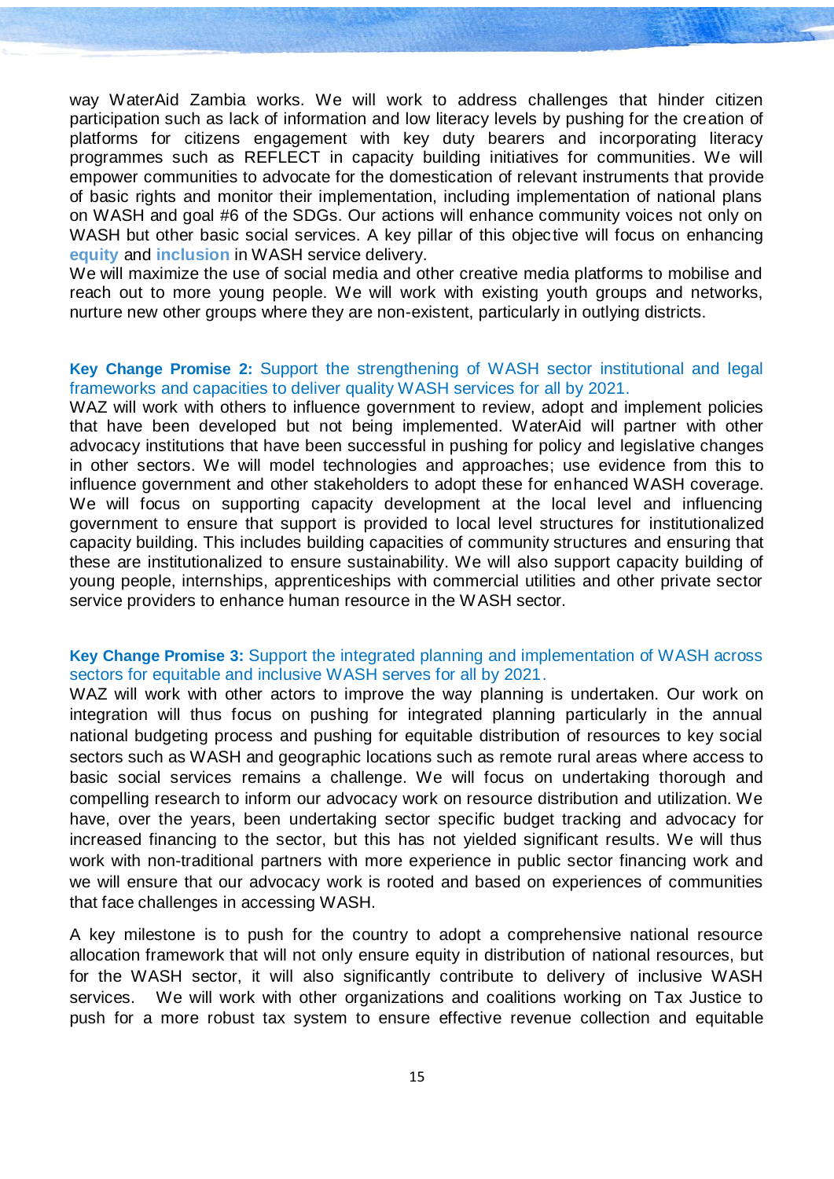way WaterAid Zambia works. We will work to address challenges that hinder citizen participation such as lack of information and low literacy levels by pushing for the creation of platforms for citizens engagement with key duty bearers and incorporating literacy programmes such as REFLECT in capacity building initiatives for communities. We will empower communities to advocate for the domestication of relevant instruments that provide of basic rights and monitor their implementation, including implementation of national plans on WASH and goal #6 of the SDGs. Our actions will enhance community voices not only on WASH but other basic social services. A key pillar of this objective will focus on enhancing **equity** and **inclusion** in WASH service delivery.
We will maximize the use of social media and other creative media platforms to mobilise and reach out to more young people. We will work with existing youth groups and networks, nurture new other groups where they are non-existent, particularly in outlying districts.

**Key Change Promise 2:** Support the strengthening of WASH sector institutional and legal frameworks and capacities to deliver quality WASH services for all by 2021.

WAZ will work with others to influence government to review, adopt and implement policies that have been developed but not being implemented. WaterAid will partner with other advocacy institutions that have been successful in pushing for policy and legislative changes in other sectors. We will model technologies and approaches; use evidence from this to influence government and other stakeholders to adopt these for enhanced WASH coverage. We will focus on supporting capacity development at the local level and influencing government to ensure that support is provided to local level structures for institutionalized capacity building. This includes building capacities of community structures and ensuring that these are institutionalized to ensure sustainability. We will also support capacity building of young people, internships, apprenticeships with commercial utilities and other private sector service providers to enhance human resource in the WASH sector.

**Key Change Promise 3:** Support the integrated planning and implementation of WASH across sectors for equitable and inclusive WASH serves for all by 2021.

WAZ will work with other actors to improve the way planning is undertaken. Our work on integration will thus focus on pushing for integrated planning particularly in the annual national budgeting process and pushing for equitable distribution of resources to key social sectors such as WASH and geographic locations such as remote rural areas where access to basic social services remains a challenge. We will focus on undertaking thorough and compelling research to inform our advocacy work on resource distribution and utilization. We have, over the years, been undertaking sector specific budget tracking and advocacy for increased financing to the sector, but this has not yielded significant results. We will thus work with non-traditional partners with more experience in public sector financing work and we will ensure that our advocacy work is rooted and based on experiences of communities that face challenges in accessing WASH.

A key milestone is to push for the country to adopt a comprehensive national resource allocation framework that will not only ensure equity in distribution of national resources, but for the WASH sector, it will also significantly contribute to delivery of inclusive WASH services. We will work with other organizations and coalitions working on Tax Justice to push for a more robust tax system to ensure effective revenue collection and equitable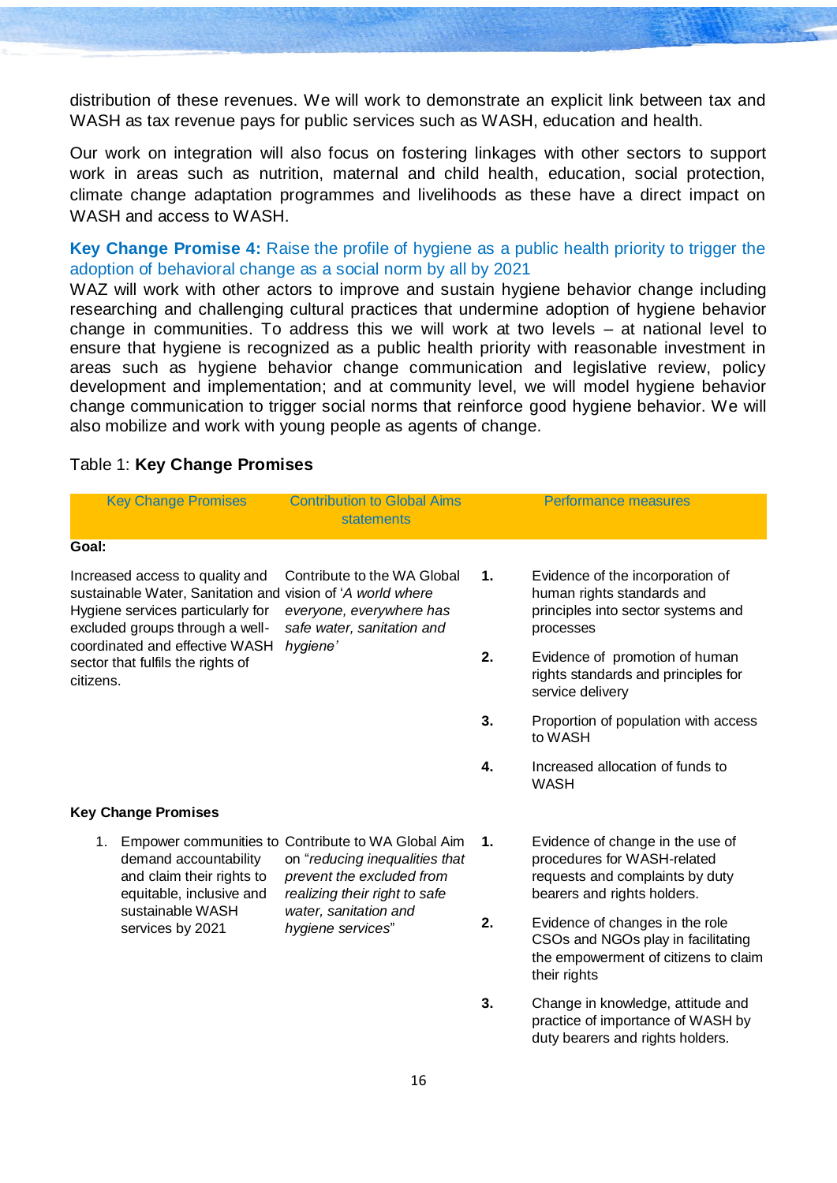distribution of these revenues. We will work to demonstrate an explicit link between tax and WASH as tax revenue pays for public services such as WASH, education and health.

Our work on integration will also focus on fostering linkages with other sectors to support work in areas such as nutrition, maternal and child health, education, social protection, climate change adaptation programmes and livelihoods as these have a direct impact on WASH and access to WASH.

**Key Change Promise 4:** Raise the profile of hygiene as a public health priority to trigger the adoption of behavioral change as a social norm by all by 2021

WAZ will work with other actors to improve and sustain hygiene behavior change including researching and challenging cultural practices that undermine adoption of hygiene behavior change in communities. To address this we will work at two levels – at national level to ensure that hygiene is recognized as a public health priority with reasonable investment in areas such as hygiene behavior change communication and legislative review, policy development and implementation; and at community level, we will model hygiene behavior change communication to trigger social norms that reinforce good hygiene behavior. We will also mobilize and work with young people as agents of change.

Table 1: **Key Change Promises**

| Key Change Promises | Contribution to Global Aims statements | | Performance measures |
|---|---|---|---|
| **Goal:** | | | |
| Increased access to quality and sustainable Water, Sanitation and Hygiene services particularly for excluded groups through a well-coordinated and effective WASH sector that fulfils the rights of citizens. | Contribute to the WA Global vision of '*A world where everyone, everywhere has safe water, sanitation and hygiene*' | **1.** | Evidence of the incorporation of human rights standards and principles into sector systems and processes |
| | | **2.** | Evidence of promotion of human rights standards and principles for service delivery |
| | | **3.** | Proportion of population with access to WASH |
| | | **4.** | Increased allocation of funds to WASH |
| **Key Change Promises** | | | |
| 1. Empower communities to demand accountability and claim their rights to equitable, inclusive and sustainable WASH services by 2021 | Contribute to WA Global Aim on "*reducing inequalities that prevent the excluded from realizing their right to safe water, sanitation and hygiene services*" | **1.** | Evidence of change in the use of procedures for WASH-related requests and complaints by duty bearers and rights holders. |
| | | **2.** | Evidence of changes in the role CSOs and NGOs play in facilitating the empowerment of citizens to claim their rights |
| | | **3.** | Change in knowledge, attitude and practice of importance of WASH by duty bearers and rights holders. |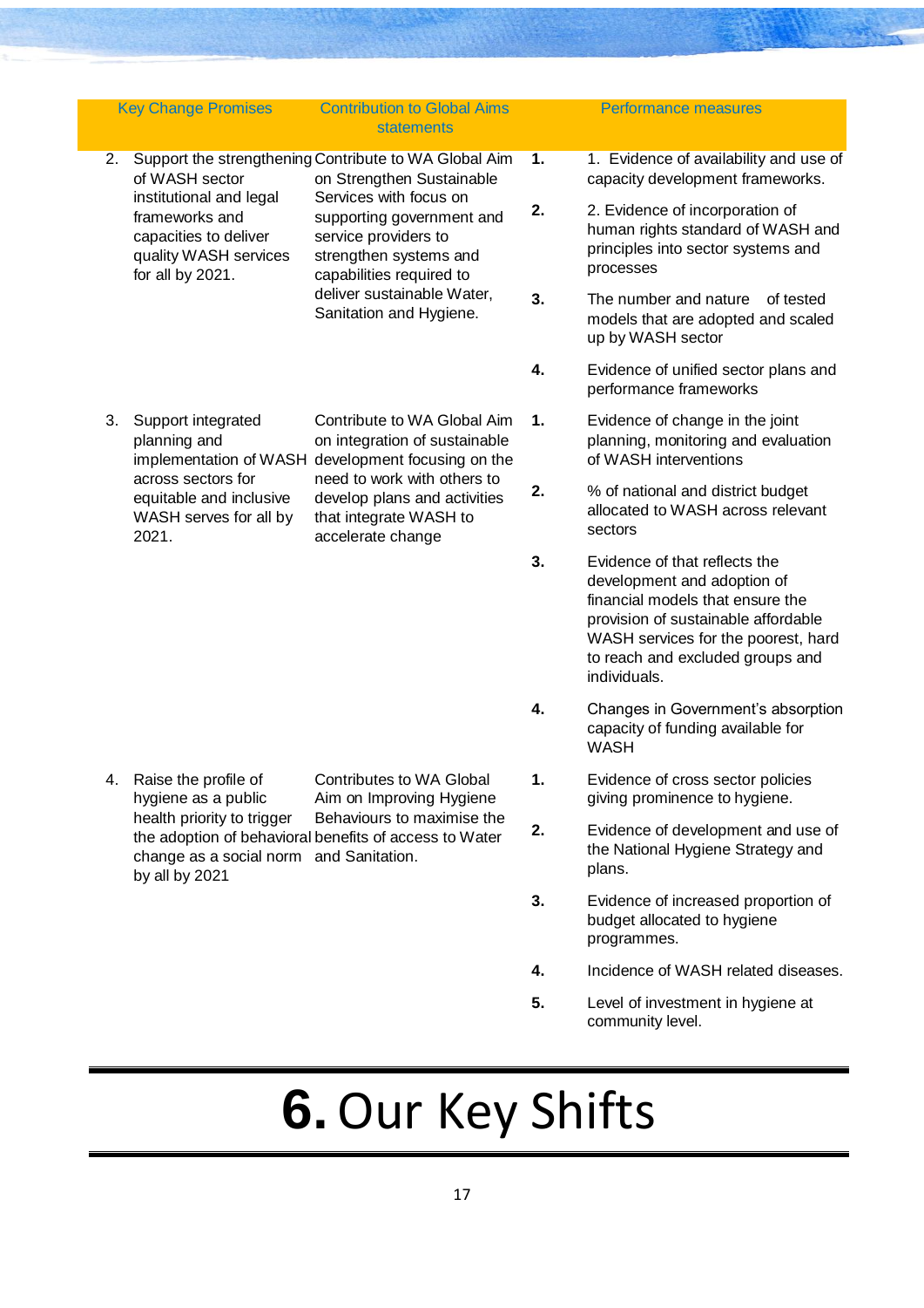| Key Change Promises | Contribution to Global Aims statements | | Performance measures |
|---|---|---|---|
| 2. Support the strengthening of WASH sector institutional and legal frameworks and capacities to deliver quality WASH services for all by 2021. | Contribute to WA Global Aim on Strengthen Sustainable Services with focus on supporting government and service providers to strengthen systems and capabilities required to deliver sustainable Water, Sanitation and Hygiene. | **1.** | 1. Evidence of availability and use of capacity development frameworks. |
| | | **2.** | 2. Evidence of incorporation of human rights standard of WASH and principles into sector systems and processes |
| | | **3.** | The number and nature of tested models that are adopted and scaled up by WASH sector |
| | | **4.** | Evidence of unified sector plans and performance frameworks |
| 3. Support integrated planning and implementation of WASH across sectors for equitable and inclusive WASH serves for all by 2021. | Contribute to WA Global Aim on integration of sustainable development focusing on the need to work with others to develop plans and activities that integrate WASH to accelerate change | **1.** | Evidence of change in the joint planning, monitoring and evaluation of WASH interventions |
| | | **2.** | % of national and district budget allocated to WASH across relevant sectors |
| | | **3.** | Evidence of that reflects the development and adoption of financial models that ensure the provision of sustainable affordable WASH services for the poorest, hard to reach and excluded groups and individuals. |
| | | **4.** | Changes in Government's absorption capacity of funding available for WASH |
| 4. Raise the profile of hygiene as a public health priority to trigger the adoption of behavioral change as a social norm by all by 2021 | Contributes to WA Global Aim on Improving Hygiene Behaviours to maximise the benefits of access to Water and Sanitation. | **1.** | Evidence of cross sector policies giving prominence to hygiene. |
| | | **2.** | Evidence of development and use of the National Hygiene Strategy and plans. |
| | | **3.** | Evidence of increased proportion of budget allocated to hygiene programmes. |
| | | **4.** | Incidence of WASH related diseases. |
| | | **5.** | Level of investment in hygiene at community level. |

# 6. Our Key Shifts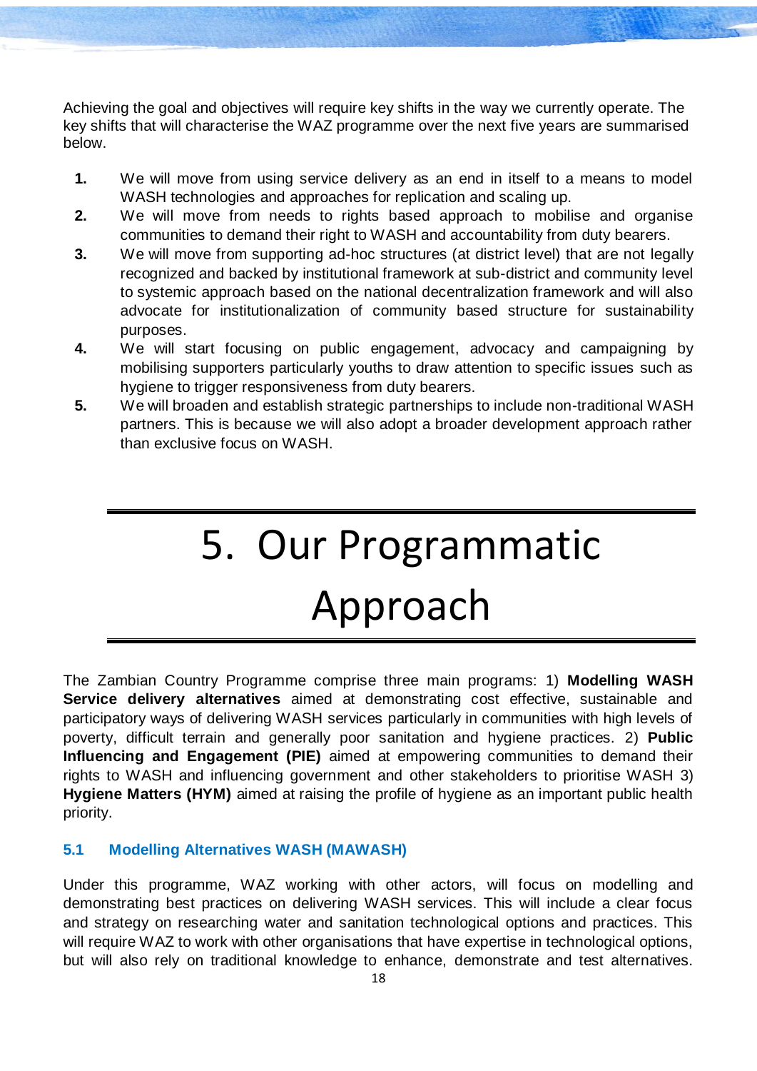Achieving the goal and objectives will require key shifts in the way we currently operate. The key shifts that will characterise the WAZ programme over the next five years are summarised below.

1. We will move from using service delivery as an end in itself to a means to model WASH technologies and approaches for replication and scaling up.
2. We will move from needs to rights based approach to mobilise and organise communities to demand their right to WASH and accountability from duty bearers.
3. We will move from supporting ad-hoc structures (at district level) that are not legally recognized and backed by institutional framework at sub-district and community level to systemic approach based on the national decentralization framework and will also advocate for institutionalization of community based structure for sustainability purposes.
4. We will start focusing on public engagement, advocacy and campaigning by mobilising supporters particularly youths to draw attention to specific issues such as hygiene to trigger responsiveness from duty bearers.
5. We will broaden and establish strategic partnerships to include non-traditional WASH partners. This is because we will also adopt a broader development approach rather than exclusive focus on WASH.

# 5. Our Programmatic Approach

The Zambian Country Programme comprise three main programs: 1) **Modelling WASH Service delivery alternatives** aimed at demonstrating cost effective, sustainable and participatory ways of delivering WASH services particularly in communities with high levels of poverty, difficult terrain and generally poor sanitation and hygiene practices. 2) **Public Influencing and Engagement (PIE)** aimed at empowering communities to demand their rights to WASH and influencing government and other stakeholders to prioritise WASH 3) **Hygiene Matters (HYM)** aimed at raising the profile of hygiene as an important public health priority.

## 5.1 Modelling Alternatives WASH (MAWASH)

Under this programme, WAZ working with other actors, will focus on modelling and demonstrating best practices on delivering WASH services. This will include a clear focus and strategy on researching water and sanitation technological options and practices. This will require WAZ to work with other organisations that have expertise in technological options, but will also rely on traditional knowledge to enhance, demonstrate and test alternatives.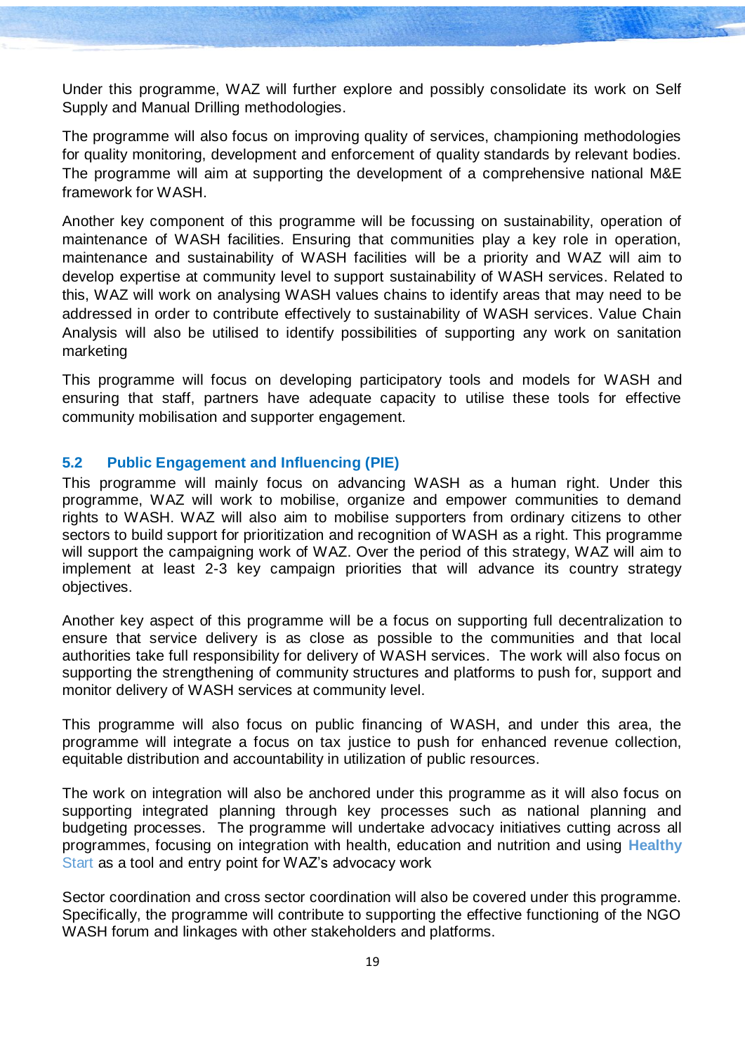Under this programme, WAZ will further explore and possibly consolidate its work on Self Supply and Manual Drilling methodologies.

The programme will also focus on improving quality of services, championing methodologies for quality monitoring, development and enforcement of quality standards by relevant bodies. The programme will aim at supporting the development of a comprehensive national M&E framework for WASH.

Another key component of this programme will be focussing on sustainability, operation of maintenance of WASH facilities. Ensuring that communities play a key role in operation, maintenance and sustainability of WASH facilities will be a priority and WAZ will aim to develop expertise at community level to support sustainability of WASH services. Related to this, WAZ will work on analysing WASH values chains to identify areas that may need to be addressed in order to contribute effectively to sustainability of WASH services. Value Chain Analysis will also be utilised to identify possibilities of supporting any work on sanitation marketing

This programme will focus on developing participatory tools and models for WASH and ensuring that staff, partners have adequate capacity to utilise these tools for effective community mobilisation and supporter engagement.

## 5.2 Public Engagement and Influencing (PIE)

This programme will mainly focus on advancing WASH as a human right. Under this programme, WAZ will work to mobilise, organize and empower communities to demand rights to WASH. WAZ will also aim to mobilise supporters from ordinary citizens to other sectors to build support for prioritization and recognition of WASH as a right. This programme will support the campaigning work of WAZ. Over the period of this strategy, WAZ will aim to implement at least 2-3 key campaign priorities that will advance its country strategy objectives.

Another key aspect of this programme will be a focus on supporting full decentralization to ensure that service delivery is as close as possible to the communities and that local authorities take full responsibility for delivery of WASH services. The work will also focus on supporting the strengthening of community structures and platforms to push for, support and monitor delivery of WASH services at community level.

This programme will also focus on public financing of WASH, and under this area, the programme will integrate a focus on tax justice to push for enhanced revenue collection, equitable distribution and accountability in utilization of public resources.

The work on integration will also be anchored under this programme as it will also focus on supporting integrated planning through key processes such as national planning and budgeting processes. The programme will undertake advocacy initiatives cutting across all programmes, focusing on integration with health, education and nutrition and using **Healthy** Start as a tool and entry point for WAZ's advocacy work

Sector coordination and cross sector coordination will also be covered under this programme. Specifically, the programme will contribute to supporting the effective functioning of the NGO WASH forum and linkages with other stakeholders and platforms.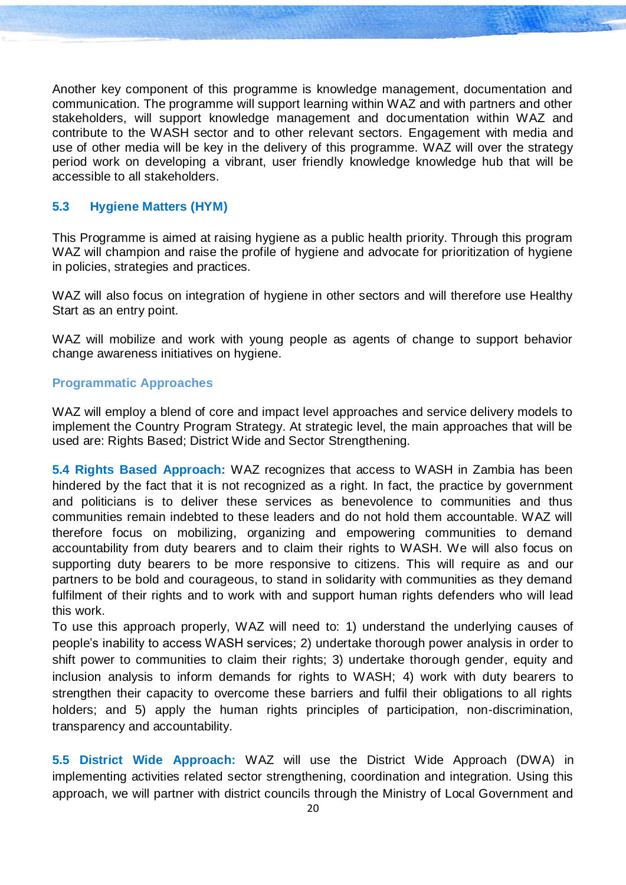Another key component of this programme is knowledge management, documentation and communication. The programme will support learning within WAZ and with partners and other stakeholders, will support knowledge management and documentation within WAZ and contribute to the WASH sector and to other relevant sectors. Engagement with media and use of other media will be key in the delivery of this programme. WAZ will over the strategy period work on developing a vibrant, user friendly knowledge knowledge hub that will be accessible to all stakeholders.

### 5.3 Hygiene Matters (HYM)

This Programme is aimed at raising hygiene as a public health priority. Through this program WAZ will champion and raise the profile of hygiene and advocate for prioritization of hygiene in policies, strategies and practices.

WAZ will also focus on integration of hygiene in other sectors and will therefore use Healthy Start as an entry point.

WAZ will mobilize and work with young people as agents of change to support behavior change awareness initiatives on hygiene.

#### Programmatic Approaches

WAZ will employ a blend of core and impact level approaches and service delivery models to implement the Country Program Strategy. At strategic level, the main approaches that will be used are: Rights Based; District Wide and Sector Strengthening.

**5.4 Rights Based Approach:** WAZ recognizes that access to WASH in Zambia has been hindered by the fact that it is not recognized as a right. In fact, the practice by government and politicians is to deliver these services as benevolence to communities and thus communities remain indebted to these leaders and do not hold them accountable. WAZ will therefore focus on mobilizing, organizing and empowering communities to demand accountability from duty bearers and to claim their rights to WASH. We will also focus on supporting duty bearers to be more responsive to citizens. This will require as and our partners to be bold and courageous, to stand in solidarity with communities as they demand fulfilment of their rights and to work with and support human rights defenders who will lead this work.
To use this approach properly, WAZ will need to: 1) understand the underlying causes of people's inability to access WASH services; 2) undertake thorough power analysis in order to shift power to communities to claim their rights; 3) undertake thorough gender, equity and inclusion analysis to inform demands for rights to WASH; 4) work with duty bearers to strengthen their capacity to overcome these barriers and fulfil their obligations to all rights holders; and 5) apply the human rights principles of participation, non-discrimination, transparency and accountability.

**5.5 District Wide Approach:** WAZ will use the District Wide Approach (DWA) in implementing activities related sector strengthening, coordination and integration. Using this approach, we will partner with district councils through the Ministry of Local Government and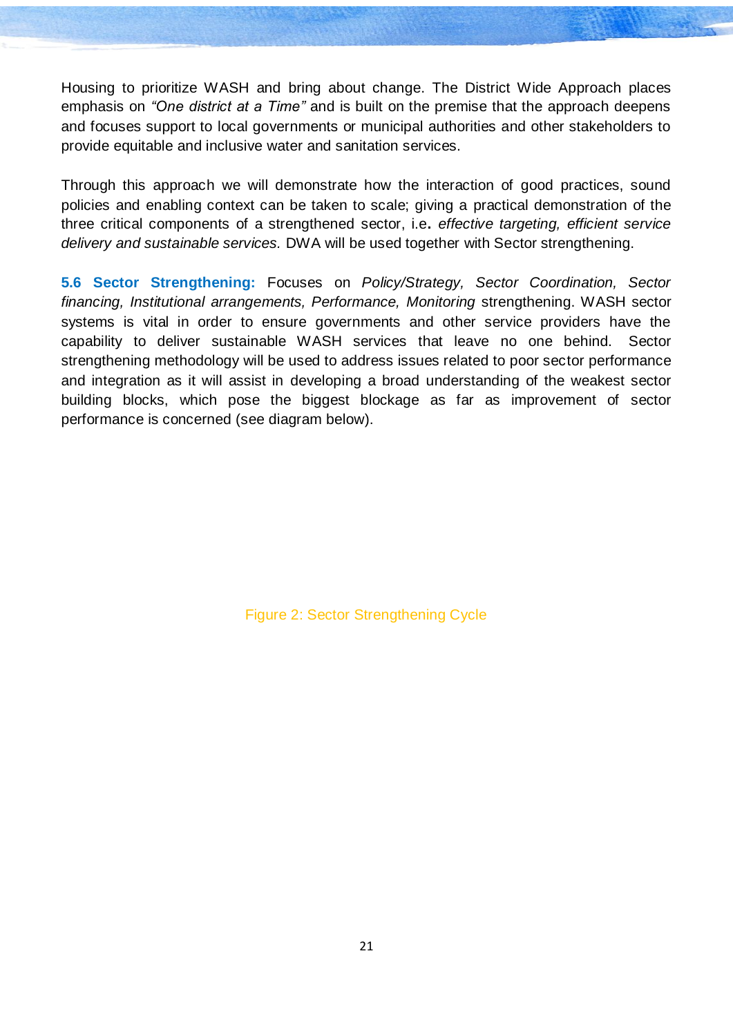Housing to prioritize WASH and bring about change. The District Wide Approach places emphasis on *"One district at a Time"* and is built on the premise that the approach deepens and focuses support to local governments or municipal authorities and other stakeholders to provide equitable and inclusive water and sanitation services.

Through this approach we will demonstrate how the interaction of good practices, sound policies and enabling context can be taken to scale; giving a practical demonstration of the three critical components of a strengthened sector, i.e**.** *effective targeting, efficient service delivery and sustainable services.* DWA will be used together with Sector strengthening.

**5.6 Sector Strengthening:** Focuses on *Policy/Strategy, Sector Coordination, Sector financing, Institutional arrangements, Performance, Monitoring* strengthening. WASH sector systems is vital in order to ensure governments and other service providers have the capability to deliver sustainable WASH services that leave no one behind. Sector strengthening methodology will be used to address issues related to poor sector performance and integration as it will assist in developing a broad understanding of the weakest sector building blocks, which pose the biggest blockage as far as improvement of sector performance is concerned (see diagram below).

Figure 2: Sector Strengthening Cycle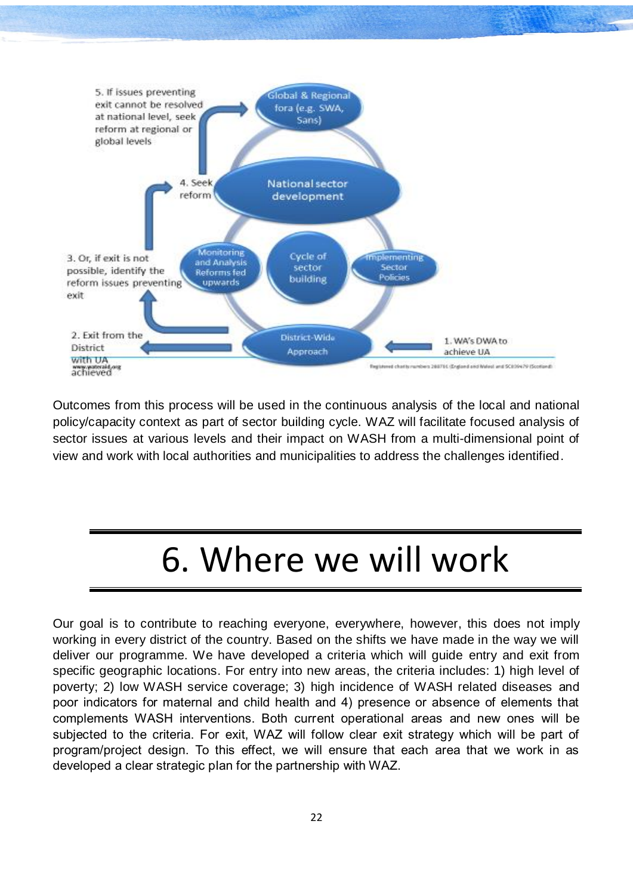5. If issues preventing exit cannot be resolved at national level, seek reform at regional or global levels

Global & Regional fora (e.g. SWA, Sans)

4. Seek reform

National sector development

3. Or, if exit is not possible, identify the reform issues preventing exit

Monitoring and Analysis Reforms fed upwards

Cycle of sector building

Implementing Sector Policies

2. Exit from the District with UA achieved

District-Wide Approach

1. WA's DWA to achieve UA

Outcomes from this process will be used in the continuous analysis of the local and national policy/capacity context as part of sector building cycle. WAZ will facilitate focused analysis of sector issues at various levels and their impact on WASH from a multi-dimensional point of view and work with local authorities and municipalities to address the challenges identified.

# 6. Where we will work

Our goal is to contribute to reaching everyone, everywhere, however, this does not imply working in every district of the country. Based on the shifts we have made in the way we will deliver our programme. We have developed a criteria which will guide entry and exit from specific geographic locations. For entry into new areas, the criteria includes: 1) high level of poverty; 2) low WASH service coverage; 3) high incidence of WASH related diseases and poor indicators for maternal and child health and 4) presence or absence of elements that complements WASH interventions. Both current operational areas and new ones will be subjected to the criteria. For exit, WAZ will follow clear exit strategy which will be part of program/project design. To this effect, we will ensure that each area that we work in as developed a clear strategic plan for the partnership with WAZ.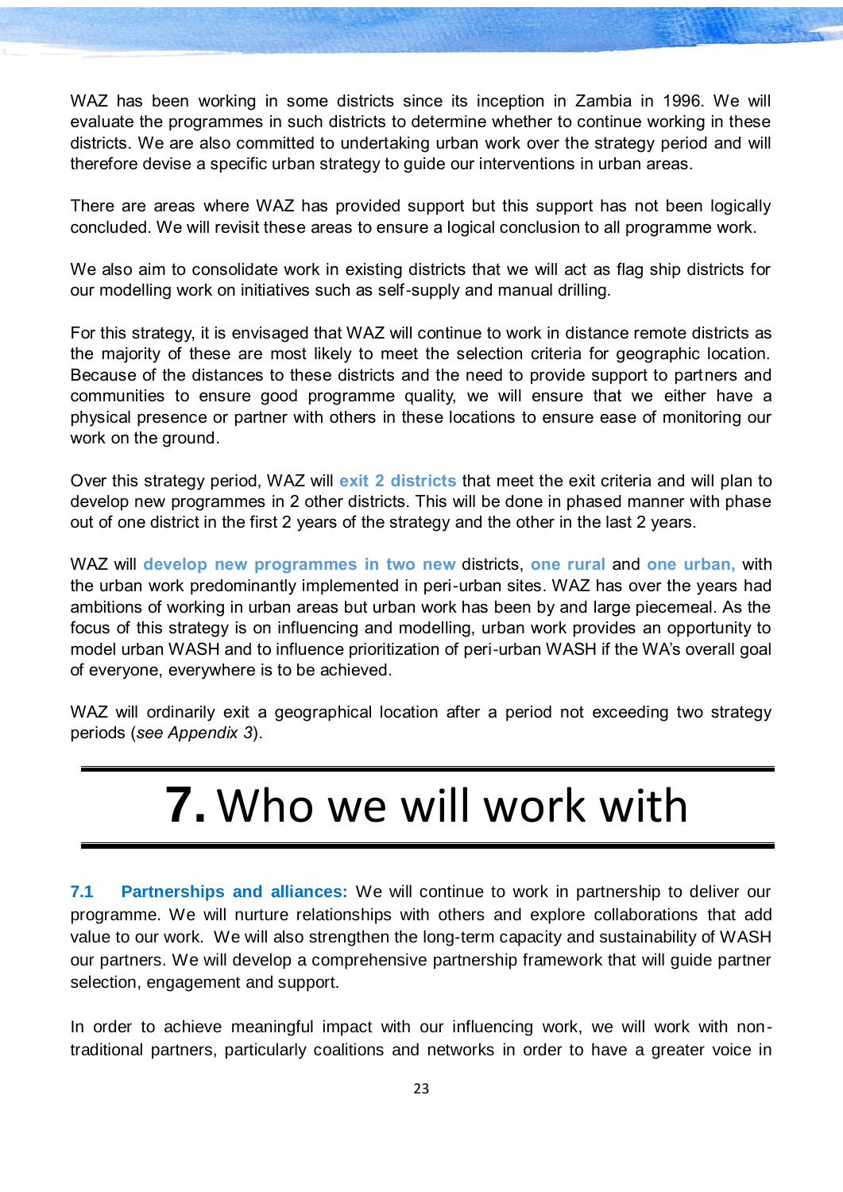WAZ has been working in some districts since its inception in Zambia in 1996. We will evaluate the programmes in such districts to determine whether to continue working in these districts. We are also committed to undertaking urban work over the strategy period and will therefore devise a specific urban strategy to guide our interventions in urban areas.

There are areas where WAZ has provided support but this support has not been logically concluded. We will revisit these areas to ensure a logical conclusion to all programme work.

We also aim to consolidate work in existing districts that we will act as flag ship districts for our modelling work on initiatives such as self-supply and manual drilling.

For this strategy, it is envisaged that WAZ will continue to work in distance remote districts as the majority of these are most likely to meet the selection criteria for geographic location. Because of the distances to these districts and the need to provide support to partners and communities to ensure good programme quality, we will ensure that we either have a physical presence or partner with others in these locations to ensure ease of monitoring our work on the ground.

Over this strategy period, WAZ will **exit 2 districts** that meet the exit criteria and will plan to develop new programmes in 2 other districts. This will be done in phased manner with phase out of one district in the first 2 years of the strategy and the other in the last 2 years.

WAZ will **develop new programmes in two new** districts, **one rural** and **one urban,** with the urban work predominantly implemented in peri-urban sites. WAZ has over the years had ambitions of working in urban areas but urban work has been by and large piecemeal. As the focus of this strategy is on influencing and modelling, urban work provides an opportunity to model urban WASH and to influence prioritization of peri-urban WASH if the WA's overall goal of everyone, everywhere is to be achieved.

WAZ will ordinarily exit a geographical location after a period not exceeding two strategy periods (*see Appendix 3*).

# 7. Who we will work with

**7.1 Partnerships and alliances:** We will continue to work in partnership to deliver our programme. We will nurture relationships with others and explore collaborations that add value to our work. We will also strengthen the long-term capacity and sustainability of WASH our partners. We will develop a comprehensive partnership framework that will guide partner selection, engagement and support.

In order to achieve meaningful impact with our influencing work, we will work with non-traditional partners, particularly coalitions and networks in order to have a greater voice in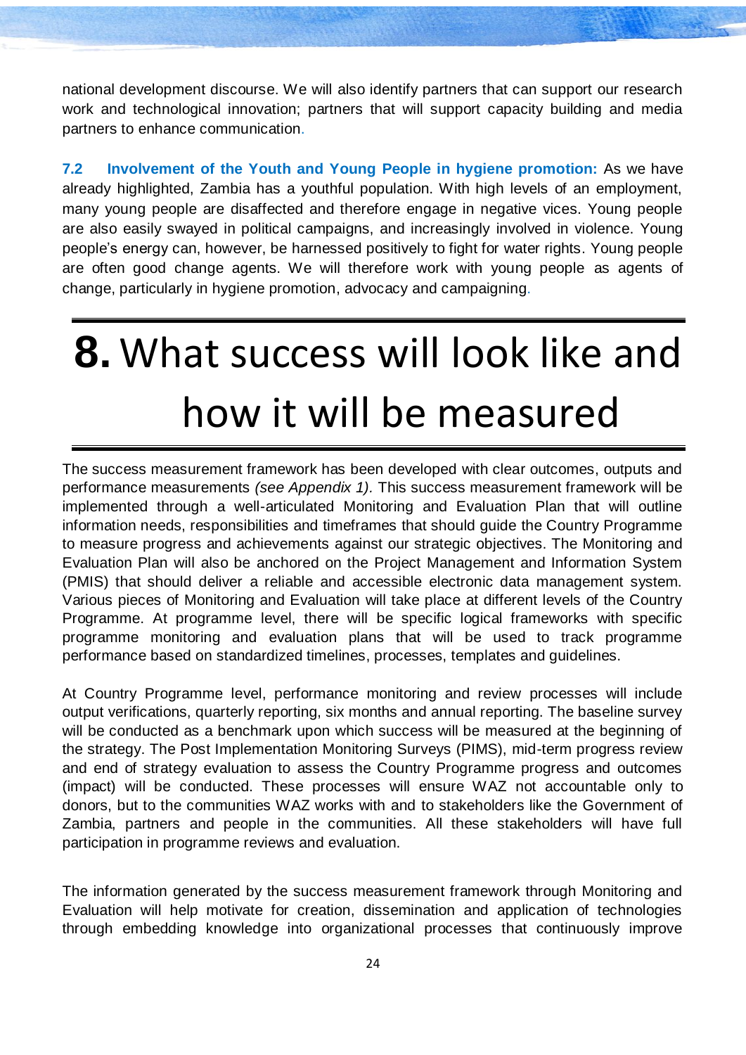national development discourse. We will also identify partners that can support our research work and technological innovation; partners that will support capacity building and media partners to enhance communication.

**7.2 Involvement of the Youth and Young People in hygiene promotion:** As we have already highlighted, Zambia has a youthful population. With high levels of an employment, many young people are disaffected and therefore engage in negative vices. Young people are also easily swayed in political campaigns, and increasingly involved in violence. Young people's energy can, however, be harnessed positively to fight for water rights. Young people are often good change agents. We will therefore work with young people as agents of change, particularly in hygiene promotion, advocacy and campaigning.

# **8.** What success will look like and how it will be measured

The success measurement framework has been developed with clear outcomes, outputs and performance measurements *(see Appendix 1).* This success measurement framework will be implemented through a well-articulated Monitoring and Evaluation Plan that will outline information needs, responsibilities and timeframes that should guide the Country Programme to measure progress and achievements against our strategic objectives. The Monitoring and Evaluation Plan will also be anchored on the Project Management and Information System (PMIS) that should deliver a reliable and accessible electronic data management system. Various pieces of Monitoring and Evaluation will take place at different levels of the Country Programme. At programme level, there will be specific logical frameworks with specific programme monitoring and evaluation plans that will be used to track programme performance based on standardized timelines, processes, templates and guidelines.

At Country Programme level, performance monitoring and review processes will include output verifications, quarterly reporting, six months and annual reporting. The baseline survey will be conducted as a benchmark upon which success will be measured at the beginning of the strategy. The Post Implementation Monitoring Surveys (PIMS), mid-term progress review and end of strategy evaluation to assess the Country Programme progress and outcomes (impact) will be conducted. These processes will ensure WAZ not accountable only to donors, but to the communities WAZ works with and to stakeholders like the Government of Zambia, partners and people in the communities. All these stakeholders will have full participation in programme reviews and evaluation.

The information generated by the success measurement framework through Monitoring and Evaluation will help motivate for creation, dissemination and application of technologies through embedding knowledge into organizational processes that continuously improve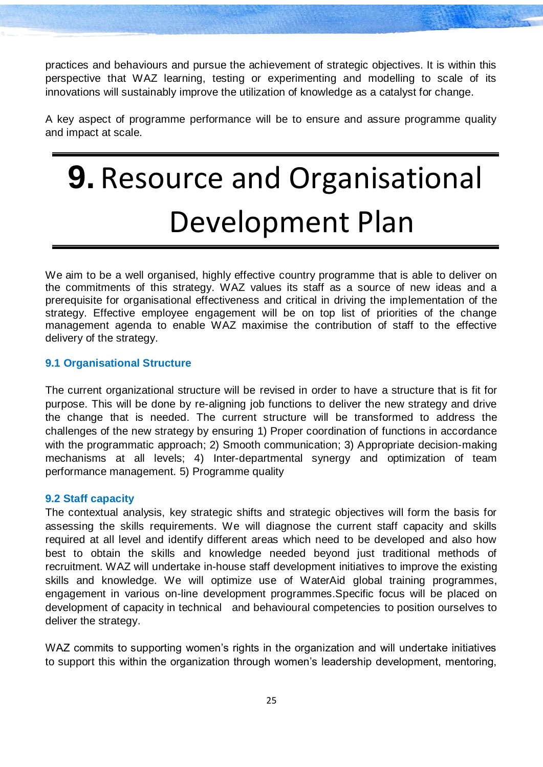practices and behaviours and pursue the achievement of strategic objectives. It is within this perspective that WAZ learning, testing or experimenting and modelling to scale of its innovations will sustainably improve the utilization of knowledge as a catalyst for change.

A key aspect of programme performance will be to ensure and assure programme quality and impact at scale.

# 9. Resource and Organisational Development Plan

We aim to be a well organised, highly effective country programme that is able to deliver on the commitments of this strategy. WAZ values its staff as a source of new ideas and a prerequisite for organisational effectiveness and critical in driving the implementation of the strategy. Effective employee engagement will be on top list of priorities of the change management agenda to enable WAZ maximise the contribution of staff to the effective delivery of the strategy.

### 9.1 Organisational Structure

The current organizational structure will be revised in order to have a structure that is fit for purpose. This will be done by re-aligning job functions to deliver the new strategy and drive the change that is needed. The current structure will be transformed to address the challenges of the new strategy by ensuring 1) Proper coordination of functions in accordance with the programmatic approach; 2) Smooth communication; 3) Appropriate decision-making mechanisms at all levels; 4) Inter-departmental synergy and optimization of team performance management. 5) Programme quality

### 9.2 Staff capacity

The contextual analysis, key strategic shifts and strategic objectives will form the basis for assessing the skills requirements. We will diagnose the current staff capacity and skills required at all level and identify different areas which need to be developed and also how best to obtain the skills and knowledge needed beyond just traditional methods of recruitment. WAZ will undertake in-house staff development initiatives to improve the existing skills and knowledge. We will optimize use of WaterAid global training programmes, engagement in various on-line development programmes.Specific focus will be placed on development of capacity in technical and behavioural competencies to position ourselves to deliver the strategy.

WAZ commits to supporting women's rights in the organization and will undertake initiatives to support this within the organization through women's leadership development, mentoring,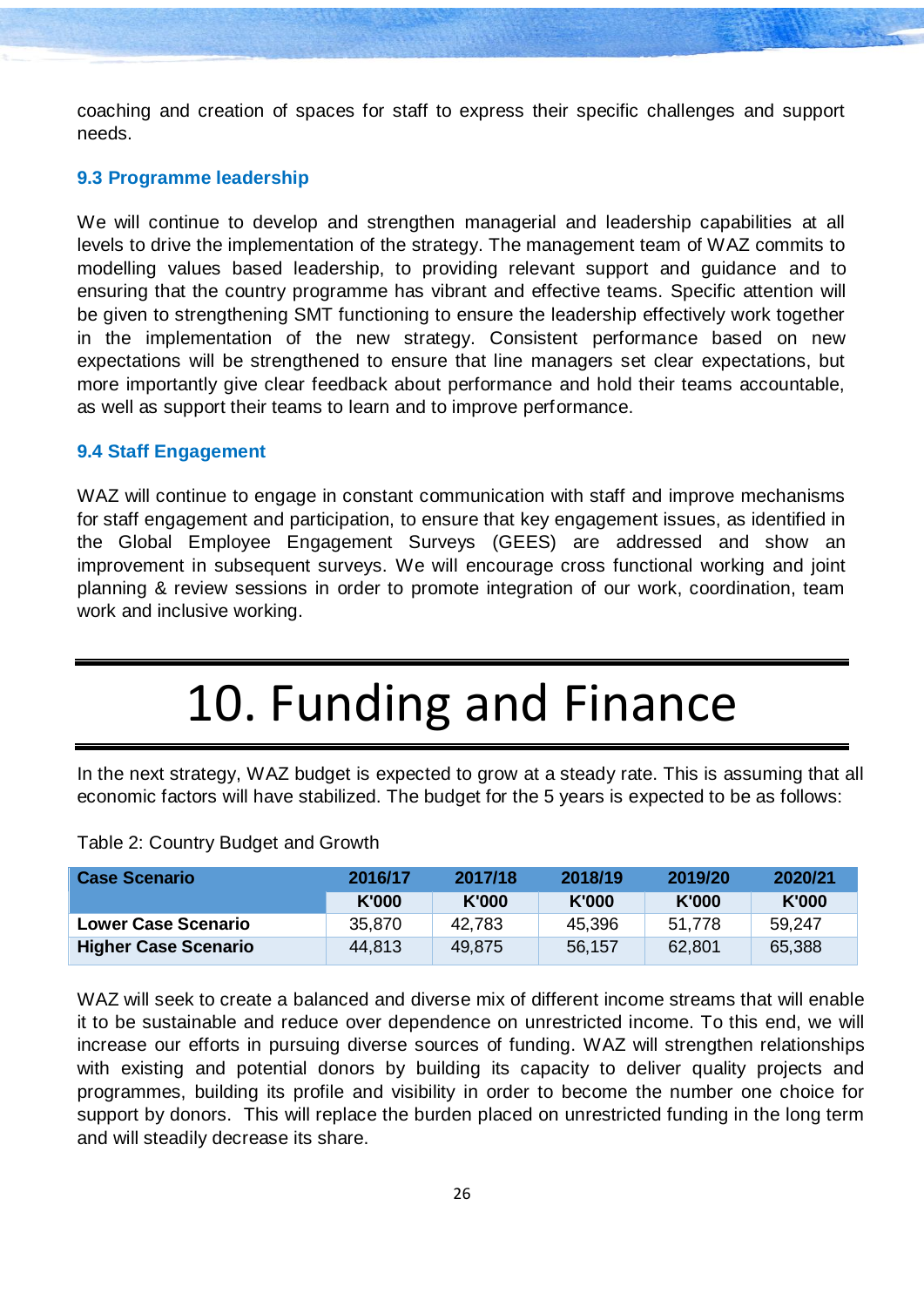coaching and creation of spaces for staff to express their specific challenges and support needs.

### 9.3 Programme leadership

We will continue to develop and strengthen managerial and leadership capabilities at all levels to drive the implementation of the strategy. The management team of WAZ commits to modelling values based leadership, to providing relevant support and guidance and to ensuring that the country programme has vibrant and effective teams. Specific attention will be given to strengthening SMT functioning to ensure the leadership effectively work together in the implementation of the new strategy. Consistent performance based on new expectations will be strengthened to ensure that line managers set clear expectations, but more importantly give clear feedback about performance and hold their teams accountable, as well as support their teams to learn and to improve performance.

### 9.4 Staff Engagement

WAZ will continue to engage in constant communication with staff and improve mechanisms for staff engagement and participation, to ensure that key engagement issues, as identified in the Global Employee Engagement Surveys (GEES) are addressed and show an improvement in subsequent surveys. We will encourage cross functional working and joint planning & review sessions in order to promote integration of our work, coordination, team work and inclusive working.

# 10. Funding and Finance

In the next strategy, WAZ budget is expected to grow at a steady rate. This is assuming that all economic factors will have stabilized. The budget for the 5 years is expected to be as follows:

Table 2: Country Budget and Growth

| Case Scenario | 2016/17 | 2017/18 | 2018/19 | 2019/20 | 2020/21 |
|---|---|---|---|---|---|
| | K'000 | K'000 | K'000 | K'000 | K'000 |
| Lower Case Scenario | 35,870 | 42,783 | 45,396 | 51,778 | 59,247 |
| Higher Case Scenario | 44,813 | 49,875 | 56,157 | 62,801 | 65,388 |

WAZ will seek to create a balanced and diverse mix of different income streams that will enable it to be sustainable and reduce over dependence on unrestricted income. To this end, we will increase our efforts in pursuing diverse sources of funding. WAZ will strengthen relationships with existing and potential donors by building its capacity to deliver quality projects and programmes, building its profile and visibility in order to become the number one choice for support by donors. This will replace the burden placed on unrestricted funding in the long term and will steadily decrease its share.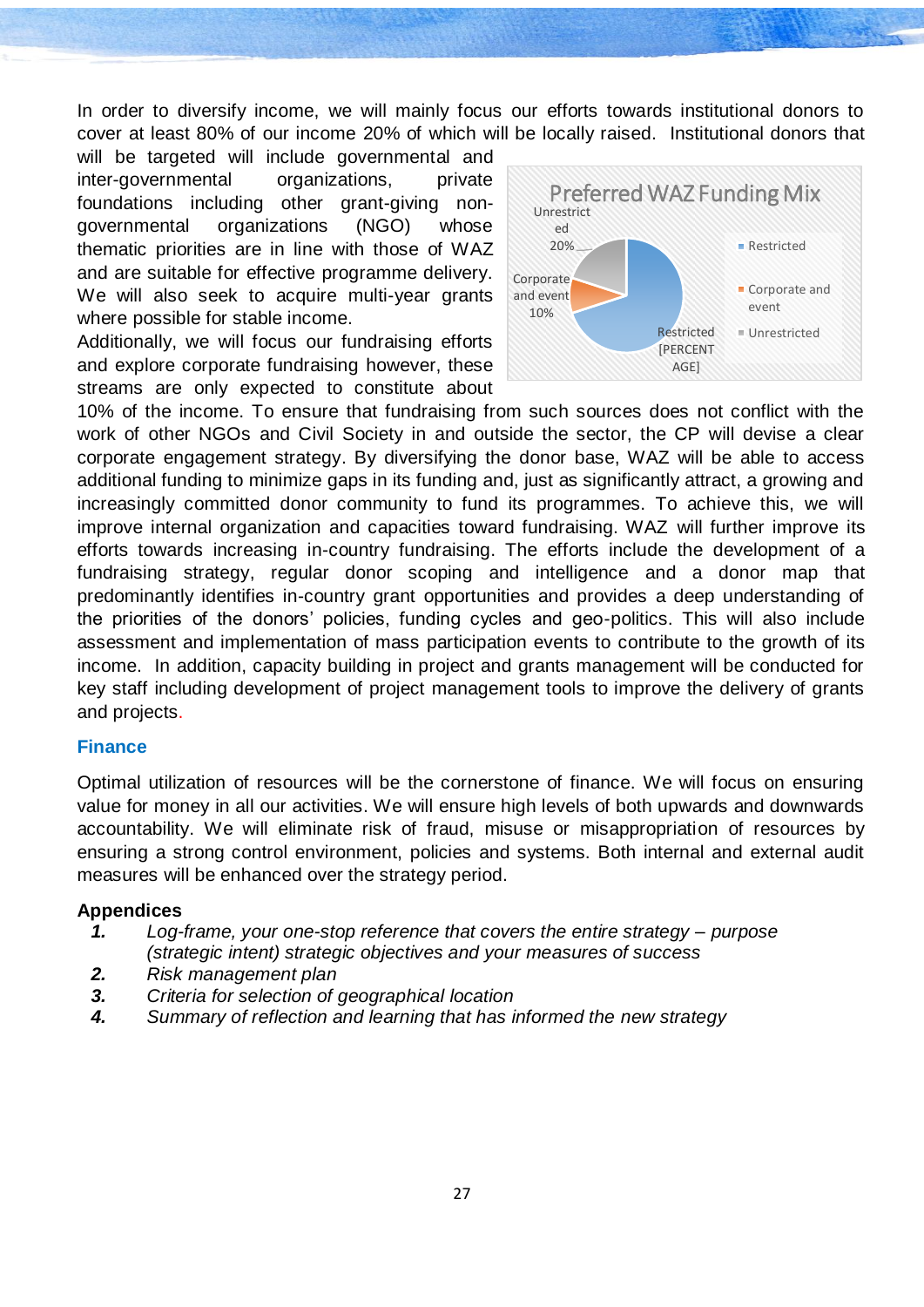In order to diversify income, we will mainly focus our efforts towards institutional donors to cover at least 80% of our income 20% of which will be locally raised. Institutional donors that will be targeted will include governmental and inter-governmental organizations, private foundations including other grant-giving non-governmental organizations (NGO) whose thematic priorities are in line with those of WAZ and are suitable for effective programme delivery. We will also seek to acquire multi-year grants where possible for stable income.

Additionally, we will focus our fundraising efforts and explore corporate fundraising however, these streams are only expected to constitute about 10% of the income. To ensure that fundraising from such sources does not conflict with the work of other NGOs and Civil Society in and outside the sector, the CP will devise a clear corporate engagement strategy. By diversifying the donor base, WAZ will be able to access additional funding to minimize gaps in its funding and, just as significantly attract, a growing and increasingly committed donor community to fund its programmes. To achieve this, we will improve internal organization and capacities toward fundraising. WAZ will further improve its efforts towards increasing in-country fundraising. The efforts include the development of a fundraising strategy, regular donor scoping and intelligence and a donor map that predominantly identifies in-country grant opportunities and provides a deep understanding of the priorities of the donors' policies, funding cycles and geo-politics. This will also include assessment and implementation of mass participation events to contribute to the growth of its income. In addition, capacity building in project and grants management will be conducted for key staff including development of project management tools to improve the delivery of grants and projects.

Preferred WAZ Funding Mix

- Restricted [PERCENTAGE]
- Corporate and event 10%
- Unrestricted 20%

## Finance

Optimal utilization of resources will be the cornerstone of finance. We will focus on ensuring value for money in all our activities. We will ensure high levels of both upwards and downwards accountability. We will eliminate risk of fraud, misuse or misappropriation of resources by ensuring a strong control environment, policies and systems. Both internal and external audit measures will be enhanced over the strategy period.

**Appendices**

1. *Log-frame, your one-stop reference that covers the entire strategy – purpose (strategic intent) strategic objectives and your measures of success*
2. *Risk management plan*
3. *Criteria for selection of geographical location*
4. *Summary of reflection and learning that has informed the new strategy*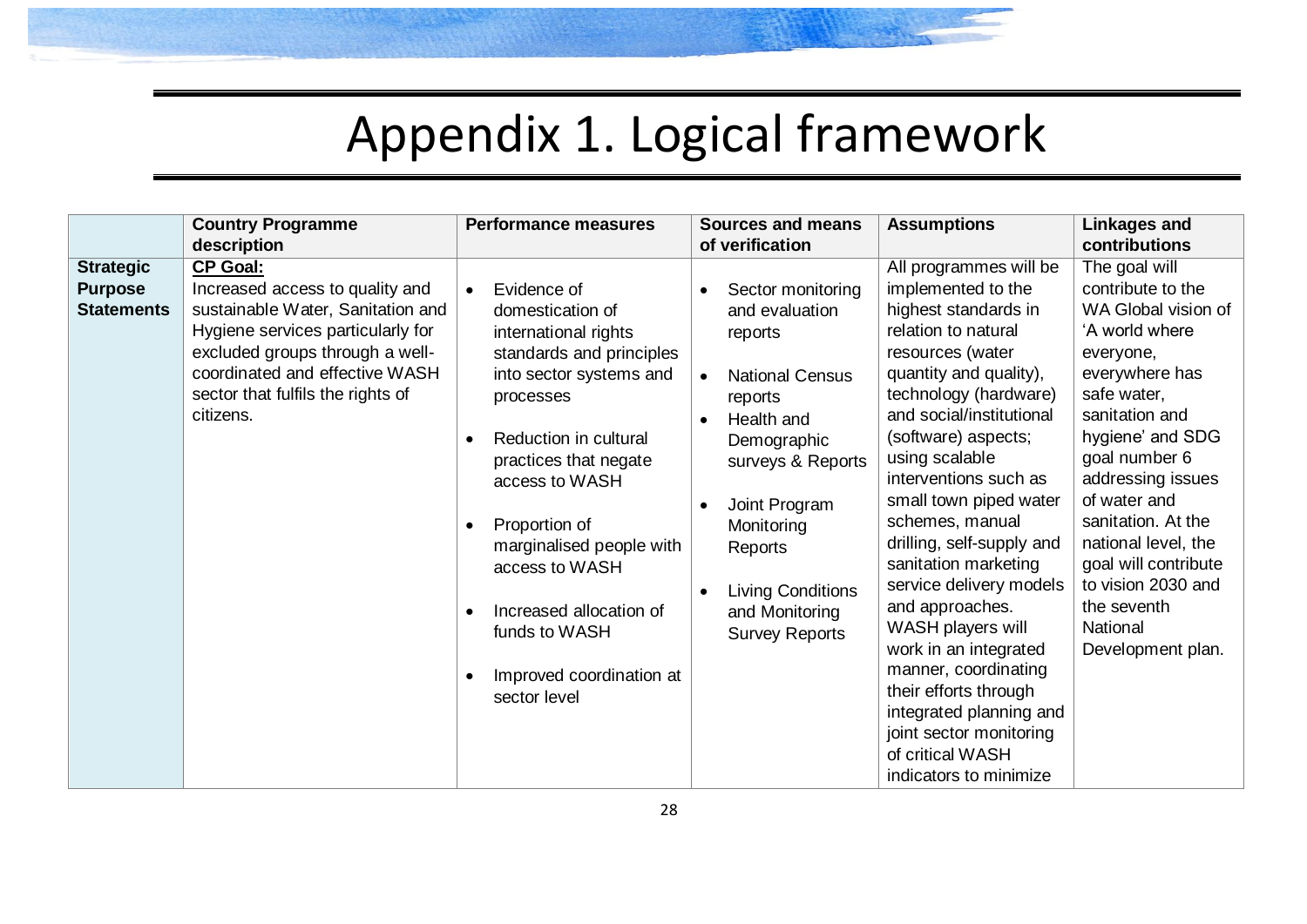# Appendix 1. Logical framework

| | Country Programme description | Performance measures | Sources and means of verification | Assumptions | Linkages and contributions |
|---|---|---|---|---|---|
| **Strategic Purpose Statements** | **CP Goal:**<br>Increased access to quality and sustainable Water, Sanitation and Hygiene services particularly for excluded groups through a well-coordinated and effective WASH sector that fulfils the rights of citizens. | • Evidence of domestication of international rights standards and principles into sector systems and processes<br>• Reduction in cultural practices that negate access to WASH<br>• Proportion of marginalised people with access to WASH<br>• Increased allocation of funds to WASH<br>• Improved coordination at sector level | • Sector monitoring and evaluation reports<br>• National Census reports<br>• Health and Demographic surveys & Reports<br>• Joint Program Monitoring Reports<br>• Living Conditions and Monitoring Survey Reports | All programmes will be implemented to the highest standards in relation to natural resources (water quantity and quality), technology (hardware) and social/institutional (software) aspects; using scalable interventions such as small town piped water schemes, manual drilling, self-supply and sanitation marketing service delivery models and approaches. WASH players will work in an integrated manner, coordinating their efforts through integrated planning and joint sector monitoring of critical WASH indicators to minimize | The goal will contribute to the WA Global vision of 'A world where everyone, everywhere has safe water, sanitation and hygiene' and SDG goal number 6 addressing issues of water and sanitation. At the national level, the goal will contribute to vision 2030 and the seventh National Development plan. |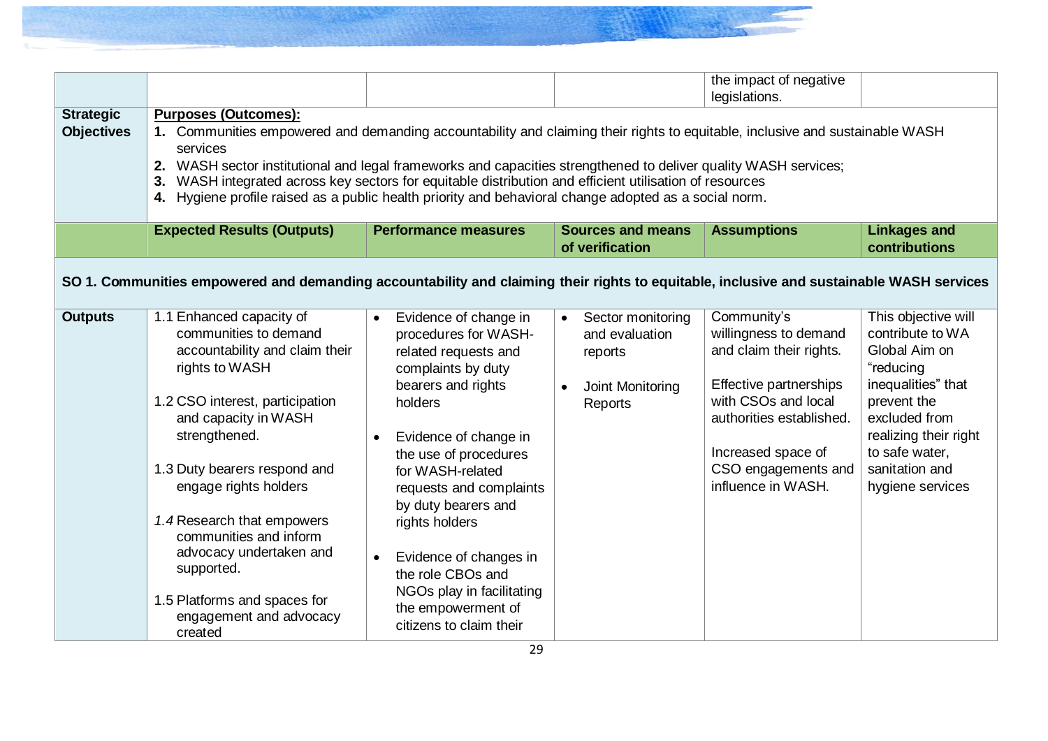| | | | | | |
|---|---|---|---|---|---|
| | | | | the impact of negative legislations. | |
| **Strategic Objectives** | **Purposes (Outcomes):**<br>1. Communities empowered and demanding accountability and claiming their rights to equitable, inclusive and sustainable WASH services<br>2. WASH sector institutional and legal frameworks and capacities strengthened to deliver quality WASH services;<br>3. WASH integrated across key sectors for equitable distribution and efficient utilisation of resources<br>4. Hygiene profile raised as a public health priority and behavioral change adopted as a social norm. | | | | |
| | **Expected Results (Outputs)** | **Performance measures** | **Sources and means of verification** | **Assumptions** | **Linkages and contributions** |
| **SO 1. Communities empowered and demanding accountability and claiming their rights to equitable, inclusive and sustainable WASH services** | | | | | |
| **Outputs** | 1.1 Enhanced capacity of communities to demand accountability and claim their rights to WASH<br><br>1.2 CSO interest, participation and capacity in WASH strengthened.<br><br>1.3 Duty bearers respond and engage rights holders<br><br>*1.4* Research that empowers communities and inform advocacy undertaken and supported.<br><br>1.5 Platforms and spaces for engagement and advocacy created | • Evidence of change in procedures for WASH-related requests and complaints by duty bearers and rights holders<br><br>• Evidence of change in the use of procedures for WASH-related requests and complaints by duty bearers and rights holders<br><br>• Evidence of changes in the role CBOs and NGOs play in facilitating the empowerment of citizens to claim their | • Sector monitoring and evaluation reports<br><br>• Joint Monitoring Reports | Community's willingness to demand and claim their rights.<br><br>Effective partnerships with CSOs and local authorities established.<br><br>Increased space of CSO engagements and influence in WASH. | This objective will contribute to WA Global Aim on "reducing inequalities" that prevent the excluded from realizing their right to safe water, sanitation and hygiene services |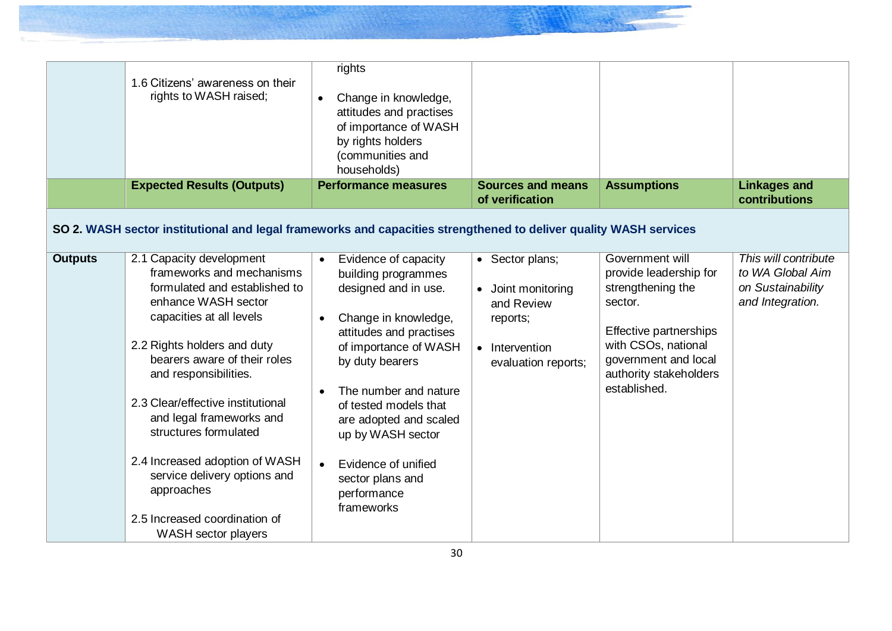| | 1.6 Citizens' awareness on their rights to WASH raised; | rights<br>• Change in knowledge, attitudes and practises of importance of WASH by rights holders (communities and households) | | | |
|---|---|---|---|---|---|
| | **Expected Results (Outputs)** | **Performance measures** | **Sources and means of verification** | **Assumptions** | **Linkages and contributions** |
| **SO 2. WASH sector institutional and legal frameworks and capacities strengthened to deliver quality WASH services** | | | | | |
| **Outputs** | 2.1 Capacity development frameworks and mechanisms formulated and established to enhance WASH sector capacities at all levels<br><br>2.2 Rights holders and duty bearers aware of their roles and responsibilities.<br><br>2.3 Clear/effective institutional and legal frameworks and structures formulated<br><br>2.4 Increased adoption of WASH service delivery options and approaches<br><br>2.5 Increased coordination of WASH sector players | • Evidence of capacity building programmes designed and in use.<br>• Change in knowledge, attitudes and practises of importance of WASH by duty bearers<br>• The number and nature of tested models that are adopted and scaled up by WASH sector<br>• Evidence of unified sector plans and performance frameworks | • Sector plans;<br>• Joint monitoring and Review reports;<br>• Intervention evaluation reports; | Government will provide leadership for strengthening the sector.<br><br>Effective partnerships with CSOs, national government and local authority stakeholders established. | *This will contribute to WA Global Aim on Sustainability and Integration.* |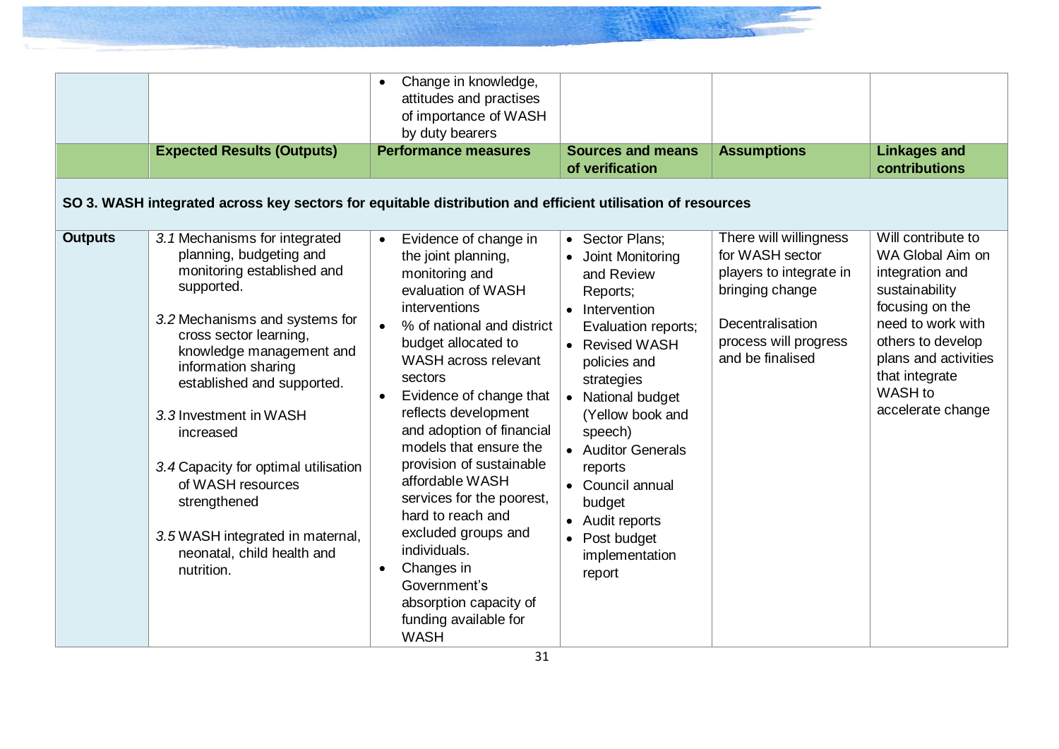| | | Performance measures | | | |
|---|---|---|---|---|---|
| | | • Change in knowledge, attitudes and practises of importance of WASH by duty bearers | | | |
| | **Expected Results (Outputs)** | **Performance measures** | **Sources and means of verification** | **Assumptions** | **Linkages and contributions** |
| **SO 3. WASH integrated across key sectors for equitable distribution and efficient utilisation of resources** | | | | | |
| **Outputs** | *3.1* Mechanisms for integrated planning, budgeting and monitoring established and supported.<br><br>*3.2* Mechanisms and systems for cross sector learning, knowledge management and information sharing established and supported.<br><br>*3.3* Investment in WASH increased<br><br>*3.4* Capacity for optimal utilisation of WASH resources strengthened<br><br>*3.5* WASH integrated in maternal, neonatal, child health and nutrition. | • Evidence of change in the joint planning, monitoring and evaluation of WASH interventions<br>• % of national and district budget allocated to WASH across relevant sectors<br>• Evidence of change that reflects development and adoption of financial models that ensure the provision of sustainable affordable WASH services for the poorest, hard to reach and excluded groups and individuals.<br>• Changes in Government's absorption capacity of funding available for WASH | • Sector Plans;<br>• Joint Monitoring and Review Reports;<br>• Intervention Evaluation reports;<br>• Revised WASH policies and strategies<br>• National budget (Yellow book and speech)<br>• Auditor Generals reports<br>• Council annual budget<br>• Audit reports<br>• Post budget implementation report | There will willingness for WASH sector players to integrate in bringing change<br><br>Decentralisation process will progress and be finalised | Will contribute to WA Global Aim on integration and sustainability focusing on the need to work with others to develop plans and activities that integrate WASH to accelerate change |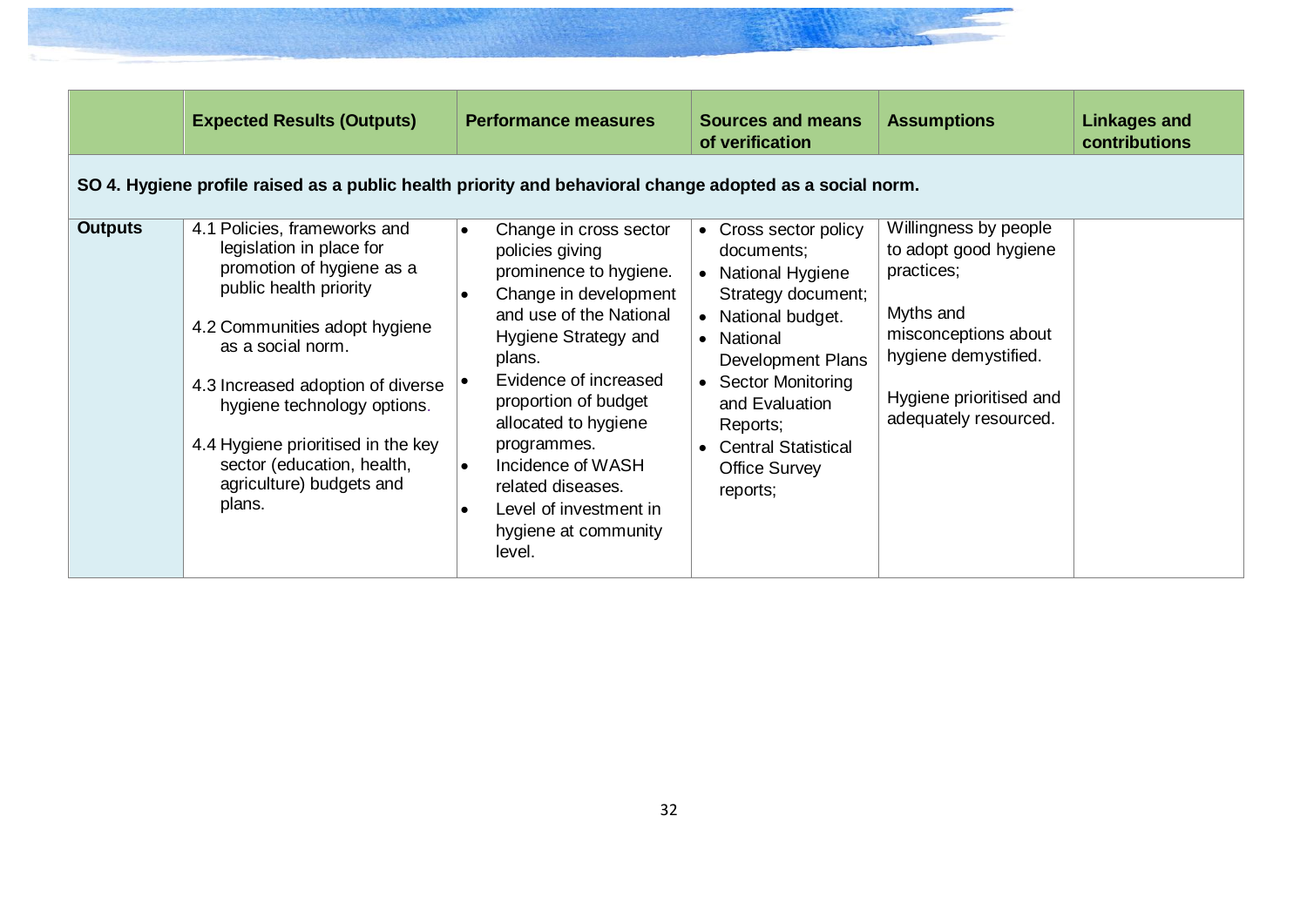| | Expected Results (Outputs) | Performance measures | Sources and means of verification | Assumptions | Linkages and contributions |
|---|---|---|---|---|---|
| **SO 4. Hygiene profile raised as a public health priority and behavioral change adopted as a social norm.** | | | | | |
| **Outputs** | 4.1 Policies, frameworks and legislation in place for promotion of hygiene as a public health priority<br><br>4.2 Communities adopt hygiene as a social norm.<br><br>4.3 Increased adoption of diverse hygiene technology options.<br><br>4.4 Hygiene prioritised in the key sector (education, health, agriculture) budgets and plans. | • Change in cross sector policies giving prominence to hygiene.<br>• Change in development and use of the National Hygiene Strategy and plans.<br>• Evidence of increased proportion of budget allocated to hygiene programmes.<br>• Incidence of WASH related diseases.<br>• Level of investment in hygiene at community level. | • Cross sector policy documents;<br>• National Hygiene Strategy document;<br>• National budget.<br>• National Development Plans<br>• Sector Monitoring and Evaluation Reports;<br>• Central Statistical Office Survey reports; | Willingness by people to adopt good hygiene practices;<br><br>Myths and misconceptions about hygiene demystified.<br><br>Hygiene prioritised and adequately resourced. | |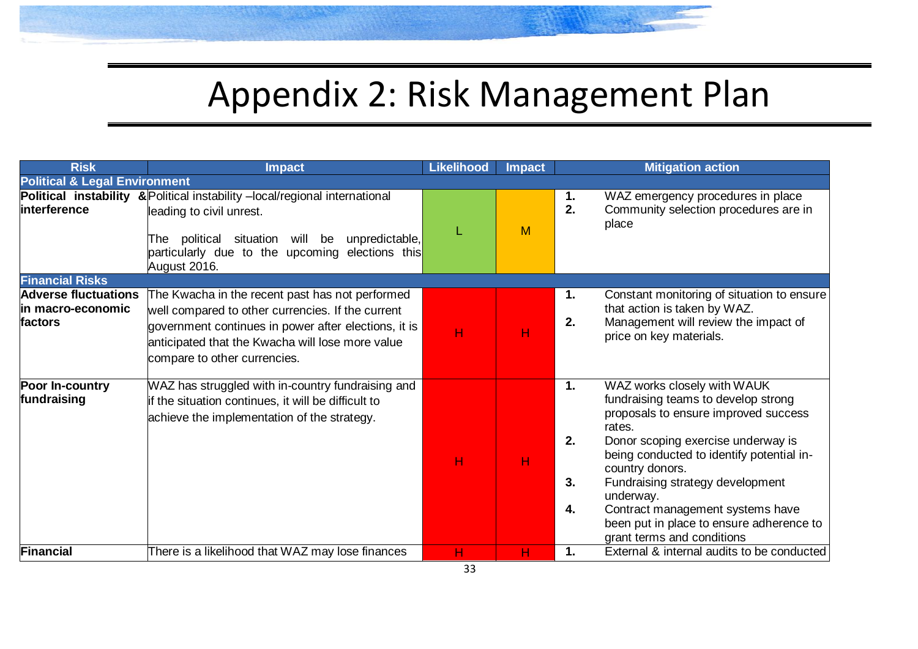# Appendix 2: Risk Management Plan

| Risk | Impact | Likelihood | Impact | Mitigation action |
|---|---|---|---|---|
| **Political & Legal Environment** | | | | |
| **Political instability & interference** | Political instability –local/regional international leading to civil unrest.<br><br>The political situation will be unpredictable, particularly due to the upcoming elections this August 2016. | L | M | 1. WAZ emergency procedures in place<br>2. Community selection procedures are in place |
| **Financial Risks** | | | | |
| **Adverse fluctuations in macro-economic factors** | The Kwacha in the recent past has not performed well compared to other currencies. If the current government continues in power after elections, it is anticipated that the Kwacha will lose more value compare to other currencies. | H | H | 1. Constant monitoring of situation to ensure that action is taken by WAZ.<br>2. Management will review the impact of price on key materials. |
| **Poor In-country fundraising** | WAZ has struggled with in-country fundraising and if the situation continues, it will be difficult to achieve the implementation of the strategy. | H | H | 1. WAZ works closely with WAUK fundraising teams to develop strong proposals to ensure improved success rates.<br>2. Donor scoping exercise underway is being conducted to identify potential in-country donors.<br>3. Fundraising strategy development underway.<br>4. Contract management systems have been put in place to ensure adherence to grant terms and conditions |
| **Financial** | There is a likelihood that WAZ may lose finances | H | H | 1. External & internal audits to be conducted |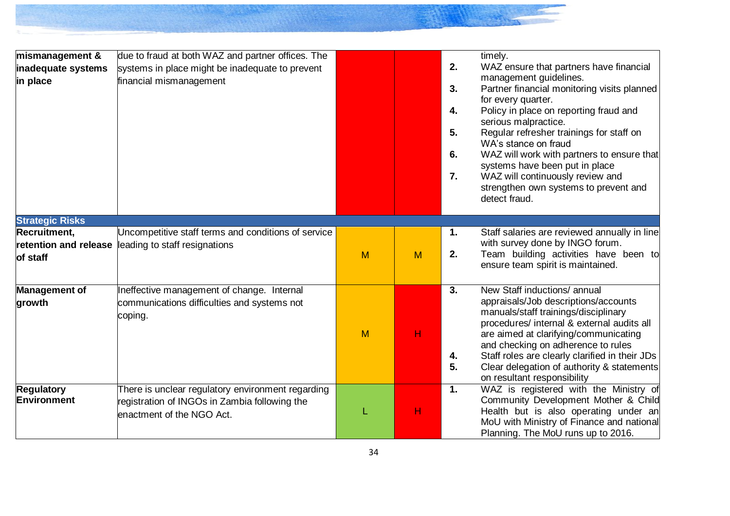| | | | | |
|---|---|---|---|---|
| **mismanagement & inadequate systems in place** | due to fraud at both WAZ and partner offices. The systems in place might be inadequate to prevent financial mismanagement | | | timely.<br>**2.** WAZ ensure that partners have financial management guidelines.<br>**3.** Partner financial monitoring visits planned for every quarter.<br>**4.** Policy in place on reporting fraud and serious malpractice.<br>**5.** Regular refresher trainings for staff on WA's stance on fraud<br>**6.** WAZ will work with partners to ensure that systems have been put in place<br>**7.** WAZ will continuously review and strengthen own systems to prevent and detect fraud. |
| **Strategic Risks** | | | | |
| **Recruitment, retention and release of staff** | Uncompetitive staff terms and conditions of service leading to staff resignations | M | M | **1.** Staff salaries are reviewed annually in line with survey done by INGO forum.<br>**2.** Team building activities have been to ensure team spirit is maintained. |
| **Management of growth** | Ineffective management of change. Internal communications difficulties and systems not coping. | M | H | **3.** New Staff inductions/ annual appraisals/Job descriptions/accounts manuals/staff trainings/disciplinary procedures/ internal & external audits all are aimed at clarifying/communicating and checking on adherence to rules<br>**4.** Staff roles are clearly clarified in their JDs<br>**5.** Clear delegation of authority & statements on resultant responsibility |
| **Regulatory Environment** | There is unclear regulatory environment regarding registration of INGOs in Zambia following the enactment of the NGO Act. | L | H | **1.** WAZ is registered with the Ministry of Community Development Mother & Child Health but is also operating under an MoU with Ministry of Finance and national Planning. The MoU runs up to 2016. |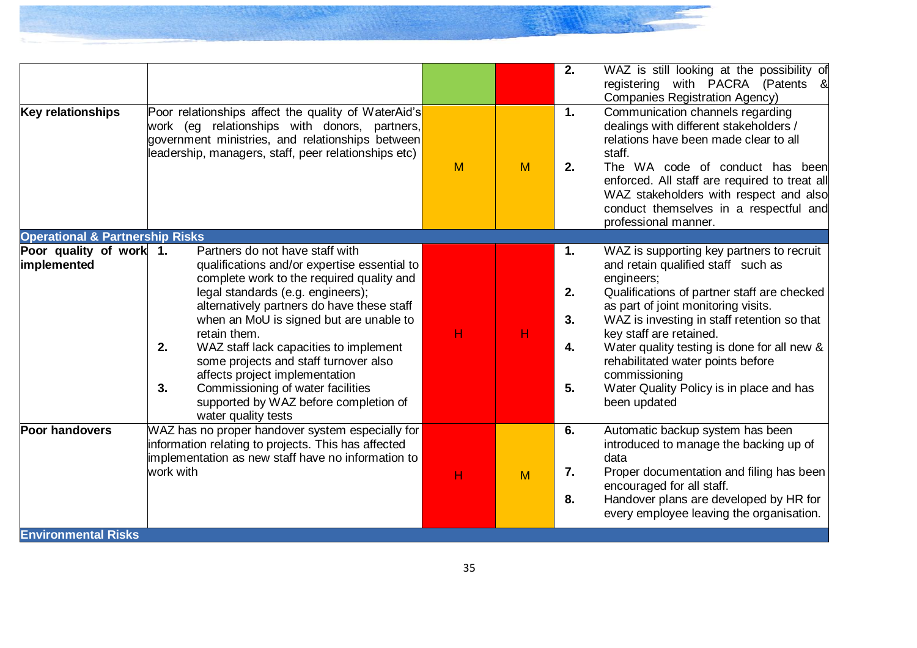| | | | | |
|---|---|---|---|---|
| | | | | 2. WAZ is still looking at the possibility of registering with PACRA (Patents & Companies Registration Agency) |
| **Key relationships** | Poor relationships affect the quality of WaterAid's work (eg relationships with donors, partners, government ministries, and relationships between leadership, managers, staff, peer relationships etc) | M | M | 1. Communication channels regarding dealings with different stakeholders / relations have been made clear to all staff.<br>2. The WA code of conduct has been enforced. All staff are required to treat all WAZ stakeholders with respect and also conduct themselves in a respectful and professional manner. |
| **Operational & Partnership Risks** | | | | |
| **Poor quality of work implemented** | 1. Partners do not have staff with qualifications and/or expertise essential to complete work to the required quality and legal standards (e.g. engineers); alternatively partners do have these staff when an MoU is signed but are unable to retain them.<br>2. WAZ staff lack capacities to implement some projects and staff turnover also affects project implementation<br>3. Commissioning of water facilities supported by WAZ before completion of water quality tests | H | H | 1. WAZ is supporting key partners to recruit and retain qualified staff such as engineers;<br>2. Qualifications of partner staff are checked as part of joint monitoring visits.<br>3. WAZ is investing in staff retention so that key staff are retained.<br>4. Water quality testing is done for all new & rehabilitated water points before commissioning<br>5. Water Quality Policy is in place and has been updated |
| **Poor handovers** | WAZ has no proper handover system especially for information relating to projects. This has affected implementation as new staff have no information to work with | H | M | 6. Automatic backup system has been introduced to manage the backing up of data<br>7. Proper documentation and filing has been encouraged for all staff.<br>8. Handover plans are developed by HR for every employee leaving the organisation. |
| **Environmental Risks** | | | | |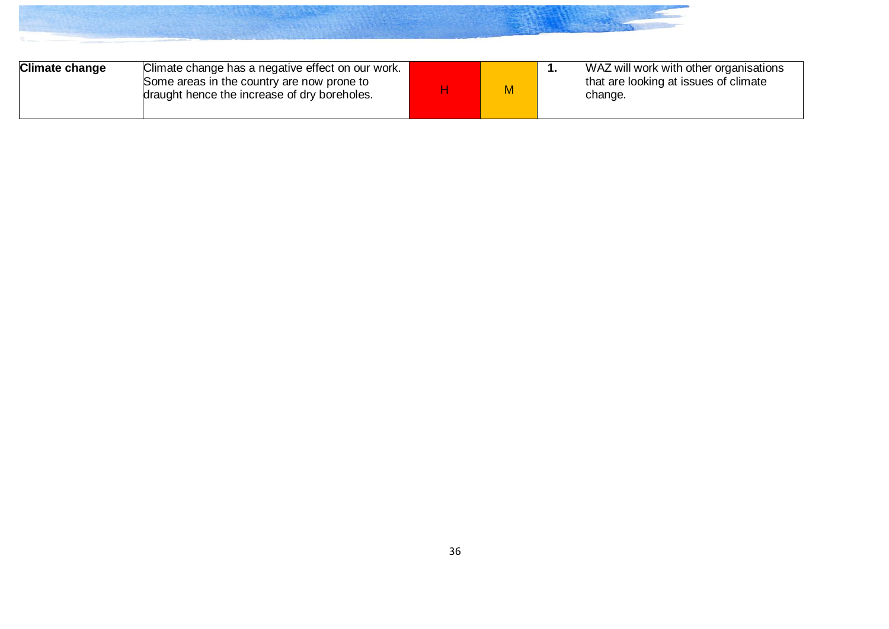| | | | | | |
|---|---|---|---|---|---|
| **Climate change** | Climate change has a negative effect on our work. Some areas in the country are now prone to draught hence the increase of dry boreholes. | H | M | **1.** | WAZ will work with other organisations that are looking at issues of climate change. |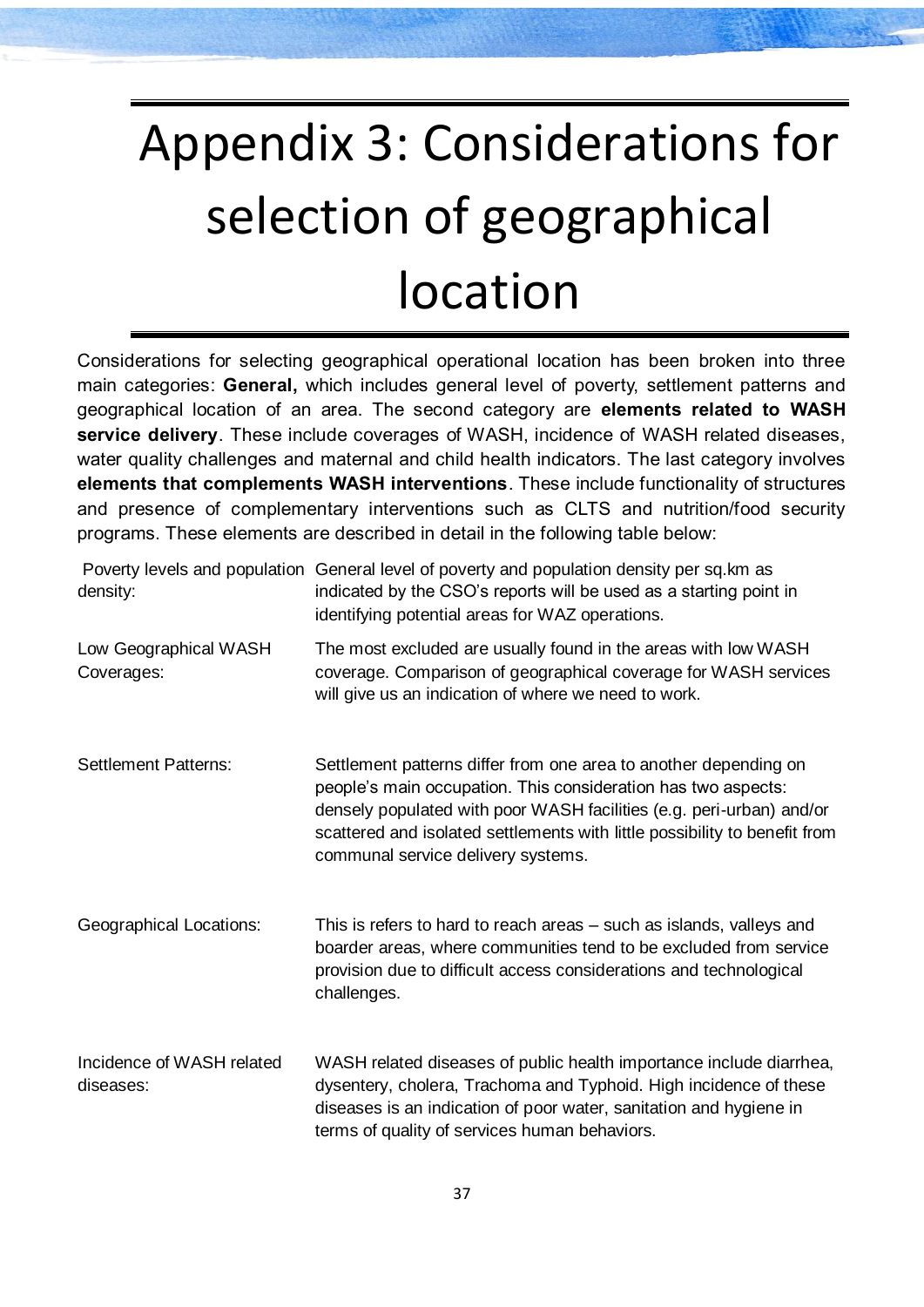# Appendix 3: Considerations for selection of geographical location

Considerations for selecting geographical operational location has been broken into three main categories: **General,** which includes general level of poverty, settlement patterns and geographical location of an area. The second category are **elements related to WASH service delivery**. These include coverages of WASH, incidence of WASH related diseases, water quality challenges and maternal and child health indicators. The last category involves **elements that complements WASH interventions**. These include functionality of structures and presence of complementary interventions such as CLTS and nutrition/food security programs. These elements are described in detail in the following table below:

| | |
|---|---|
| Poverty levels and population density: | General level of poverty and population density per sq.km as indicated by the CSO's reports will be used as a starting point in identifying potential areas for WAZ operations. |
| Low Geographical WASH Coverages: | The most excluded are usually found in the areas with low WASH coverage. Comparison of geographical coverage for WASH services will give us an indication of where we need to work. |
| Settlement Patterns: | Settlement patterns differ from one area to another depending on people's main occupation. This consideration has two aspects: densely populated with poor WASH facilities (e.g. peri-urban) and/or scattered and isolated settlements with little possibility to benefit from communal service delivery systems. |
| Geographical Locations: | This is refers to hard to reach areas – such as islands, valleys and boarder areas, where communities tend to be excluded from service provision due to difficult access considerations and technological challenges. |
| Incidence of WASH related diseases: | WASH related diseases of public health importance include diarrhea, dysentery, cholera, Trachoma and Typhoid. High incidence of these diseases is an indication of poor water, sanitation and hygiene in terms of quality of services human behaviors. |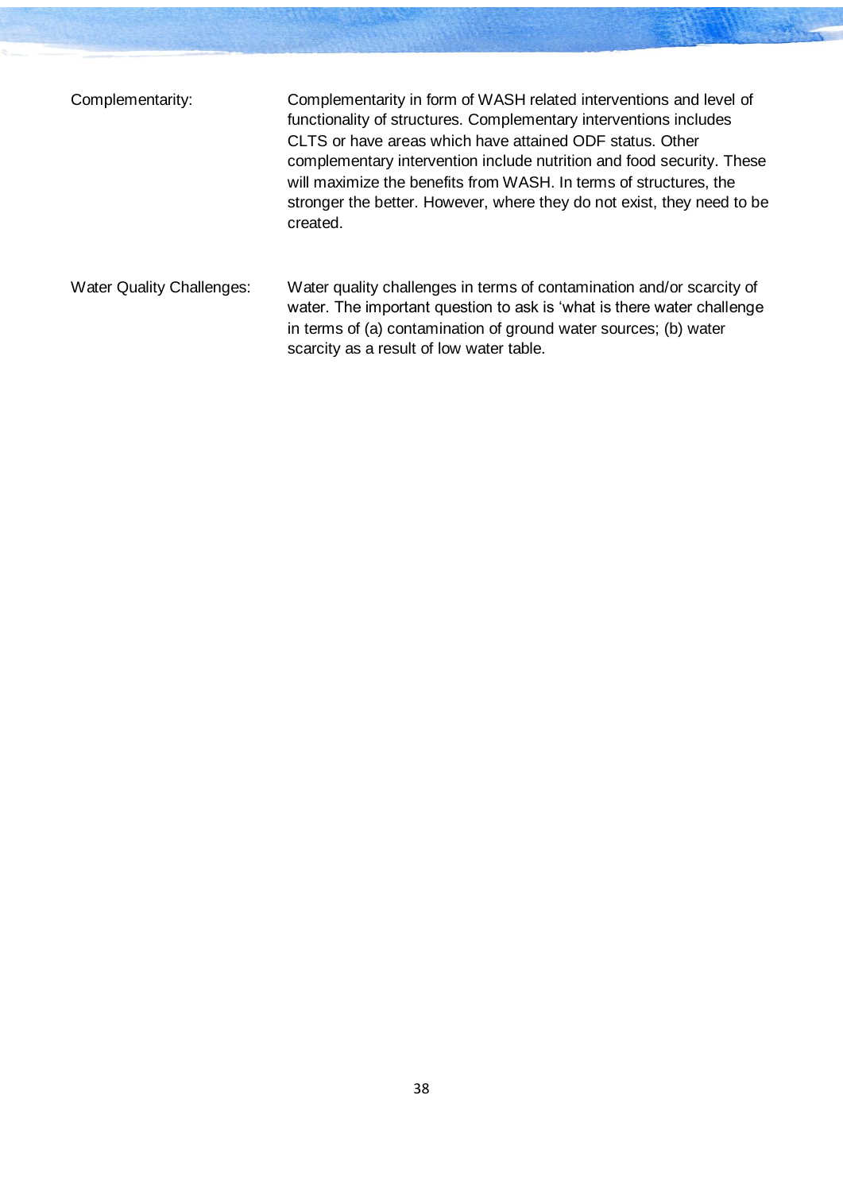Complementarity: Complementarity in form of WASH related interventions and level of functionality of structures. Complementary interventions includes CLTS or have areas which have attained ODF status. Other complementary intervention include nutrition and food security. These will maximize the benefits from WASH. In terms of structures, the stronger the better. However, where they do not exist, they need to be created.

Water Quality Challenges: Water quality challenges in terms of contamination and/or scarcity of water. The important question to ask is 'what is there water challenge in terms of (a) contamination of ground water sources; (b) water scarcity as a result of low water table.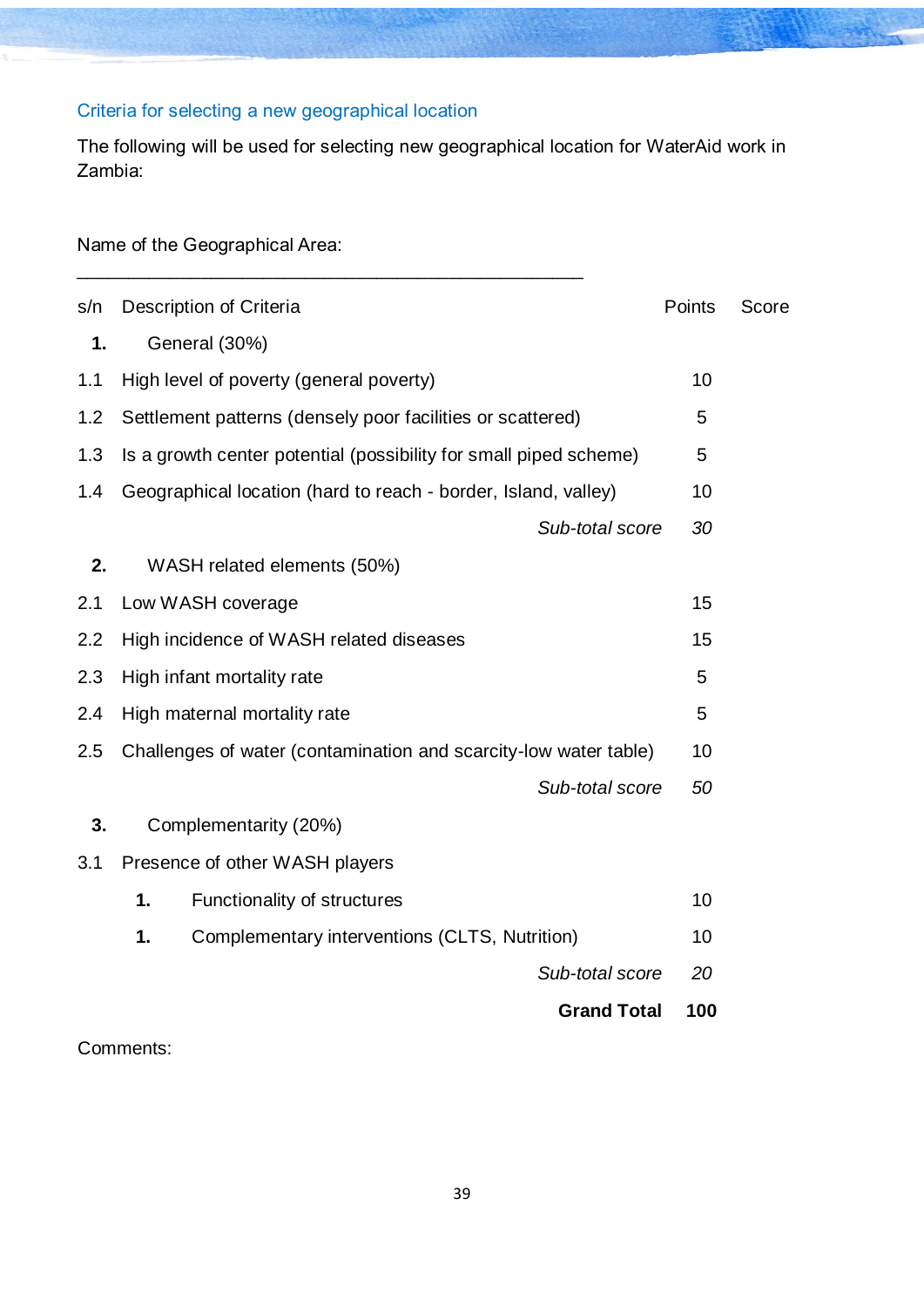### Criteria for selecting a new geographical location

The following will be used for selecting new geographical location for WaterAid work in Zambia:

Name of the Geographical Area: ______________________________________________

| s/n | Description of Criteria | Points | Score |
|---|---|---|---|
| **1.** | General (30%) | | |
| 1.1 | High level of poverty (general poverty) | 10 | |
| 1.2 | Settlement patterns (densely poor facilities or scattered) | 5 | |
| 1.3 | Is a growth center potential (possibility for small piped scheme) | 5 | |
| 1.4 | Geographical location (hard to reach - border, Island, valley) | 10 | |
| | *Sub-total score* | *30* | |
| **2.** | WASH related elements (50%) | | |
| 2.1 | Low WASH coverage | 15 | |
| 2.2 | High incidence of WASH related diseases | 15 | |
| 2.3 | High infant mortality rate | 5 | |
| 2.4 | High maternal mortality rate | 5 | |
| 2.5 | Challenges of water (contamination and scarcity-low water table) | 10 | |
| | *Sub-total score* | *50* | |
| **3.** | Complementarity (20%) | | |
| 3.1 | Presence of other WASH players | | |
| | **1.** Functionality of structures | 10 | |
| | **1.** Complementary interventions (CLTS, Nutrition) | 10 | |
| | *Sub-total score* | *20* | |
| | **Grand Total** | **100** | |

Comments: